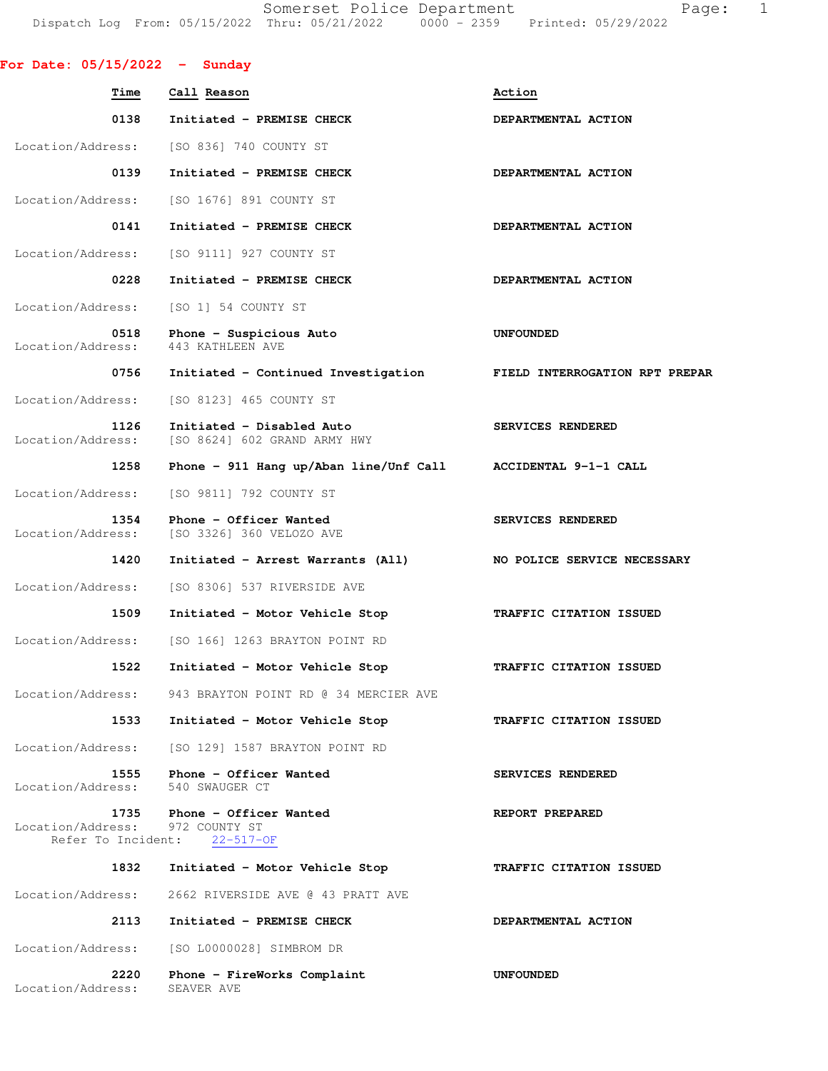Somerset Police Department

Dispatch Log From: 05/15/2022 Thru: 05/21/2022 0000 - 2359 Printed: 05/29/2022

## For Date: 05/15/2022 - Sunday

| Time | Call Reason | Action |
|---|---|---|
| 0138 | Initiated - PREMISE CHECK | DEPARTMENTAL ACTION |
| | Location/Address: [SO 836] 740 COUNTY ST | |
| 0139 | Initiated - PREMISE CHECK | DEPARTMENTAL ACTION |
| | Location/Address: [SO 1676] 891 COUNTY ST | |
| 0141 | Initiated - PREMISE CHECK | DEPARTMENTAL ACTION |
| | Location/Address: [SO 9111] 927 COUNTY ST | |
| 0228 | Initiated - PREMISE CHECK | DEPARTMENTAL ACTION |
| | Location/Address: [SO 1] 54 COUNTY ST | |
| 0518 | Phone - Suspicious Auto | UNFOUNDED |
| | Location/Address: 443 KATHLEEN AVE | |
| 0756 | Initiated - Continued Investigation | FIELD INTERROGATION RPT PREPAR |
| | Location/Address: [SO 8123] 465 COUNTY ST | |
| 1126 | Initiated - Disabled Auto | SERVICES RENDERED |
| | Location/Address: [SO 8624] 602 GRAND ARMY HWY | |
| 1258 | Phone - 911 Hang up/Aban line/Unf Call | ACCIDENTAL 9-1-1 CALL |
| | Location/Address: [SO 9811] 792 COUNTY ST | |
| 1354 | Phone - Officer Wanted | SERVICES RENDERED |
| | Location/Address: [SO 3326] 360 VELOZO AVE | |
| 1420 | Initiated - Arrest Warrants (All) | NO POLICE SERVICE NECESSARY |
| | Location/Address: [SO 8306] 537 RIVERSIDE AVE | |
| 1509 | Initiated - Motor Vehicle Stop | TRAFFIC CITATION ISSUED |
| | Location/Address: [SO 166] 1263 BRAYTON POINT RD | |
| 1522 | Initiated - Motor Vehicle Stop | TRAFFIC CITATION ISSUED |
| | Location/Address: 943 BRAYTON POINT RD @ 34 MERCIER AVE | |
| 1533 | Initiated - Motor Vehicle Stop | TRAFFIC CITATION ISSUED |
| | Location/Address: [SO 129] 1587 BRAYTON POINT RD | |
| 1555 | Phone - Officer Wanted | SERVICES RENDERED |
| | Location/Address: 540 SWAUGER CT | |
| 1735 | Phone - Officer Wanted | REPORT PREPARED |
| | Location/Address: 972 COUNTY ST<br>Refer To Incident: 22-517-OF | |
| 1832 | Initiated - Motor Vehicle Stop | TRAFFIC CITATION ISSUED |
| | Location/Address: 2662 RIVERSIDE AVE @ 43 PRATT AVE | |
| 2113 | Initiated - PREMISE CHECK | DEPARTMENTAL ACTION |
| | Location/Address: [SO L0000028] SIMBROM DR | |
| 2220 | Phone - FireWorks Complaint | UNFOUNDED |
| | Location/Address: SEAVER AVE | |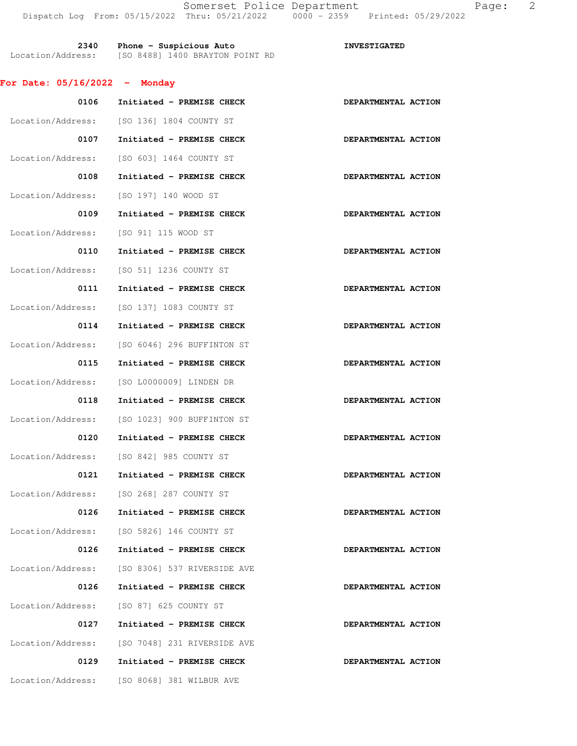2340 Phone - Suspicious Auto INVESTIGATED
Location/Address: [SO 8488] 1400 BRAYTON POINT RD

**For Date: 05/16/2022 - Monday**

**0106 Initiated - PREMISE CHECK** **DEPARTMENTAL ACTION**
Location/Address: [SO 136] 1804 COUNTY ST

**0107 Initiated - PREMISE CHECK** **DEPARTMENTAL ACTION**
Location/Address: [SO 603] 1464 COUNTY ST

**0108 Initiated - PREMISE CHECK** **DEPARTMENTAL ACTION**
Location/Address: [SO 197] 140 WOOD ST

**0109 Initiated - PREMISE CHECK** **DEPARTMENTAL ACTION**
Location/Address: [SO 91] 115 WOOD ST

**0110 Initiated - PREMISE CHECK** **DEPARTMENTAL ACTION**
Location/Address: [SO 51] 1236 COUNTY ST

**0111 Initiated - PREMISE CHECK** **DEPARTMENTAL ACTION**
Location/Address: [SO 137] 1083 COUNTY ST

**0114 Initiated - PREMISE CHECK** **DEPARTMENTAL ACTION**
Location/Address: [SO 6046] 296 BUFFINTON ST

**0115 Initiated - PREMISE CHECK** **DEPARTMENTAL ACTION**
Location/Address: [SO L0000009] LINDEN DR

**0118 Initiated - PREMISE CHECK** **DEPARTMENTAL ACTION**
Location/Address: [SO 1023] 900 BUFFINTON ST

**0120 Initiated - PREMISE CHECK** **DEPARTMENTAL ACTION**
Location/Address: [SO 842] 985 COUNTY ST

**0121 Initiated - PREMISE CHECK** **DEPARTMENTAL ACTION**
Location/Address: [SO 268] 287 COUNTY ST

**0126 Initiated - PREMISE CHECK** **DEPARTMENTAL ACTION**
Location/Address: [SO 5826] 146 COUNTY ST

**0126 Initiated - PREMISE CHECK** **DEPARTMENTAL ACTION**
Location/Address: [SO 8306] 537 RIVERSIDE AVE

**0126 Initiated - PREMISE CHECK** **DEPARTMENTAL ACTION**
Location/Address: [SO 87] 625 COUNTY ST

**0127 Initiated - PREMISE CHECK** **DEPARTMENTAL ACTION**
Location/Address: [SO 7048] 231 RIVERSIDE AVE

**0129 Initiated - PREMISE CHECK** **DEPARTMENTAL ACTION**
Location/Address: [SO 8068] 381 WILBUR AVE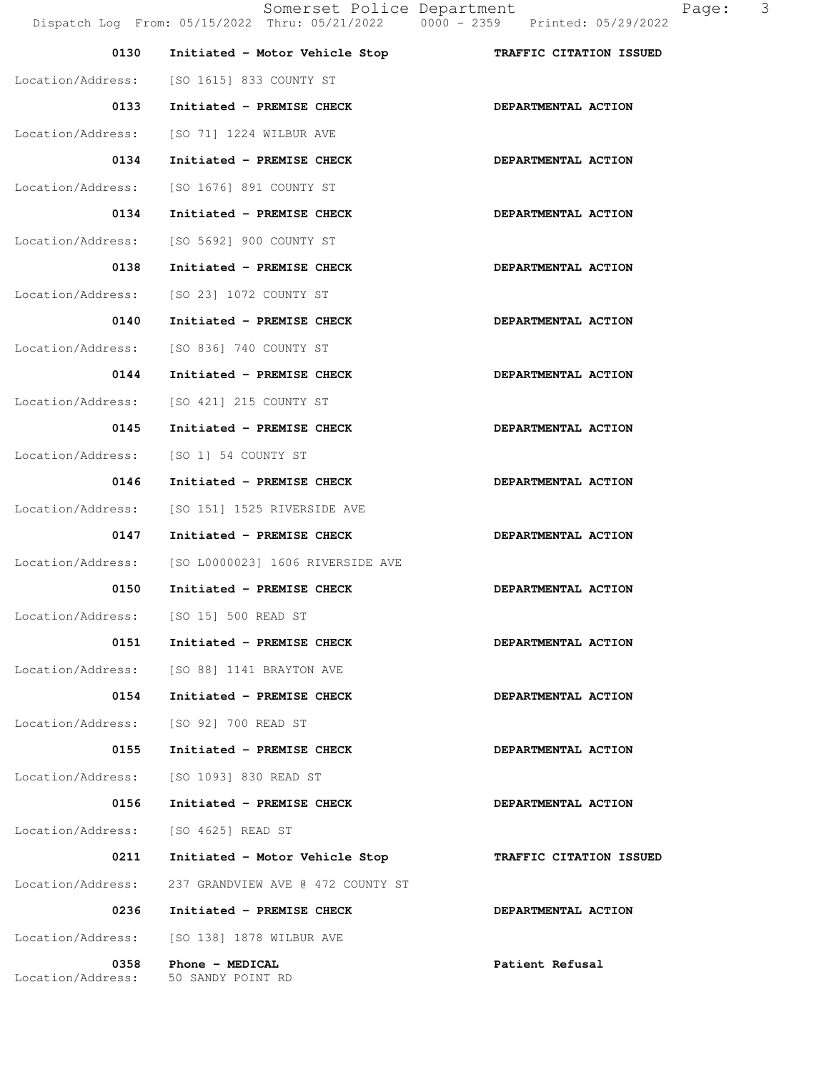0130 Initiated - Motor Vehicle Stop **TRAFFIC CITATION ISSUED**

Location/Address: [SO 1615] 833 COUNTY ST

0133 Initiated - PREMISE CHECK **DEPARTMENTAL ACTION**

Location/Address: [SO 71] 1224 WILBUR AVE

0134 Initiated - PREMISE CHECK **DEPARTMENTAL ACTION**

Location/Address: [SO 1676] 891 COUNTY ST

0134 Initiated - PREMISE CHECK **DEPARTMENTAL ACTION**

Location/Address: [SO 5692] 900 COUNTY ST

0138 Initiated - PREMISE CHECK **DEPARTMENTAL ACTION**

Location/Address: [SO 23] 1072 COUNTY ST

0140 Initiated - PREMISE CHECK **DEPARTMENTAL ACTION**

Location/Address: [SO 836] 740 COUNTY ST

0144 Initiated - PREMISE CHECK **DEPARTMENTAL ACTION**

Location/Address: [SO 421] 215 COUNTY ST

0145 Initiated - PREMISE CHECK **DEPARTMENTAL ACTION**

Location/Address: [SO 1] 54 COUNTY ST

0146 Initiated - PREMISE CHECK **DEPARTMENTAL ACTION**

Location/Address: [SO 151] 1525 RIVERSIDE AVE

0147 Initiated - PREMISE CHECK **DEPARTMENTAL ACTION**

Location/Address: [SO L0000023] 1606 RIVERSIDE AVE

0150 Initiated - PREMISE CHECK **DEPARTMENTAL ACTION**

Location/Address: [SO 15] 500 READ ST

0151 Initiated - PREMISE CHECK **DEPARTMENTAL ACTION**

Location/Address: [SO 88] 1141 BRAYTON AVE

0154 Initiated - PREMISE CHECK **DEPARTMENTAL ACTION**

Location/Address: [SO 92] 700 READ ST

0155 Initiated - PREMISE CHECK **DEPARTMENTAL ACTION**

Location/Address: [SO 1093] 830 READ ST

0156 Initiated - PREMISE CHECK **DEPARTMENTAL ACTION**

Location/Address: [SO 4625] READ ST

0211 Initiated - Motor Vehicle Stop **TRAFFIC CITATION ISSUED**

Location/Address: 237 GRANDVIEW AVE @ 472 COUNTY ST

0236 Initiated - PREMISE CHECK **DEPARTMENTAL ACTION**

Location/Address: [SO 138] 1878 WILBUR AVE

0358 Phone - MEDICAL **Patient Refusal**

Location/Address: 50 SANDY POINT RD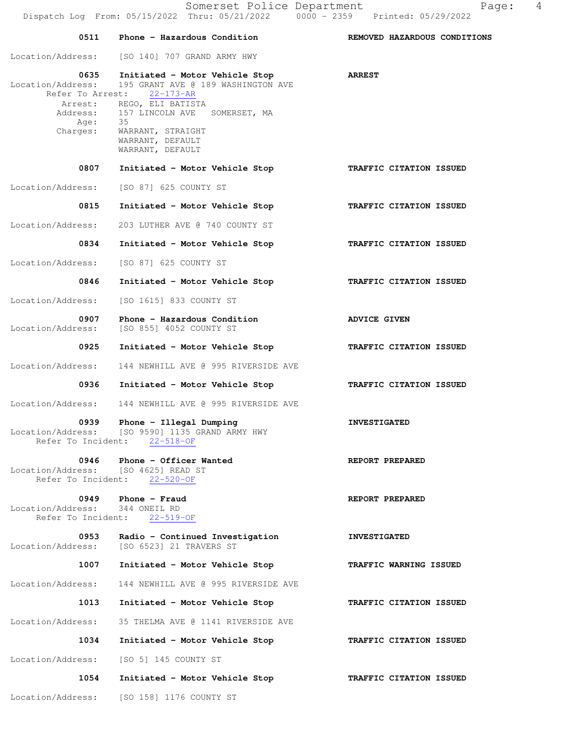**0511 Phone - Hazardous Condition** — **REMOVED HAZARDOUS CONDITIONS**

Location/Address: [SO 140] 707 GRAND ARMY HWY

**0635 Initiated - Motor Vehicle Stop** — **ARREST**

Location/Address: 195 GRANT AVE @ 189 WASHINGTON AVE
Refer To Arrest: 22-173-AR
Arrest: REGO, ELI BATISTA
Address: 157 LINCOLN AVE SOMERSET, MA
Age: 35
Charges: WARRANT, STRAIGHT
WARRANT, DEFAULT
WARRANT, DEFAULT

**0807 Initiated - Motor Vehicle Stop** — **TRAFFIC CITATION ISSUED**

Location/Address: [SO 87] 625 COUNTY ST

**0815 Initiated - Motor Vehicle Stop** — **TRAFFIC CITATION ISSUED**

Location/Address: 203 LUTHER AVE @ 740 COUNTY ST

**0834 Initiated - Motor Vehicle Stop** — **TRAFFIC CITATION ISSUED**

Location/Address: [SO 87] 625 COUNTY ST

**0846 Initiated - Motor Vehicle Stop** — **TRAFFIC CITATION ISSUED**

Location/Address: [SO 1615] 833 COUNTY ST

**0907 Phone - Hazardous Condition** — **ADVICE GIVEN**

Location/Address: [SO 855] 4052 COUNTY ST

**0925 Initiated - Motor Vehicle Stop** — **TRAFFIC CITATION ISSUED**

Location/Address: 144 NEWHILL AVE @ 995 RIVERSIDE AVE

**0936 Initiated - Motor Vehicle Stop** — **TRAFFIC CITATION ISSUED**

Location/Address: 144 NEWHILL AVE @ 995 RIVERSIDE AVE

**0939 Phone - Illegal Dumping** — **INVESTIGATED**

Location/Address: [SO 9590] 1135 GRAND ARMY HWY
Refer To Incident: 22-518-OF

**0946 Phone - Officer Wanted** — **REPORT PREPARED**

Location/Address: [SO 4625] READ ST
Refer To Incident: 22-520-OF

**0949 Phone - Fraud** — **REPORT PREPARED**

Location/Address: 344 ONEIL RD
Refer To Incident: 22-519-OF

**0953 Radio - Continued Investigation** — **INVESTIGATED**

Location/Address: [SO 6523] 21 TRAVERS ST

**1007 Initiated - Motor Vehicle Stop** — **TRAFFIC WARNING ISSUED**

Location/Address: 144 NEWHILL AVE @ 995 RIVERSIDE AVE

**1013 Initiated - Motor Vehicle Stop** — **TRAFFIC CITATION ISSUED**

Location/Address: 35 THELMA AVE @ 1141 RIVERSIDE AVE

**1034 Initiated - Motor Vehicle Stop** — **TRAFFIC CITATION ISSUED**

Location/Address: [SO 5] 145 COUNTY ST

**1054 Initiated - Motor Vehicle Stop** — **TRAFFIC CITATION ISSUED**

Location/Address: [SO 158] 1176 COUNTY ST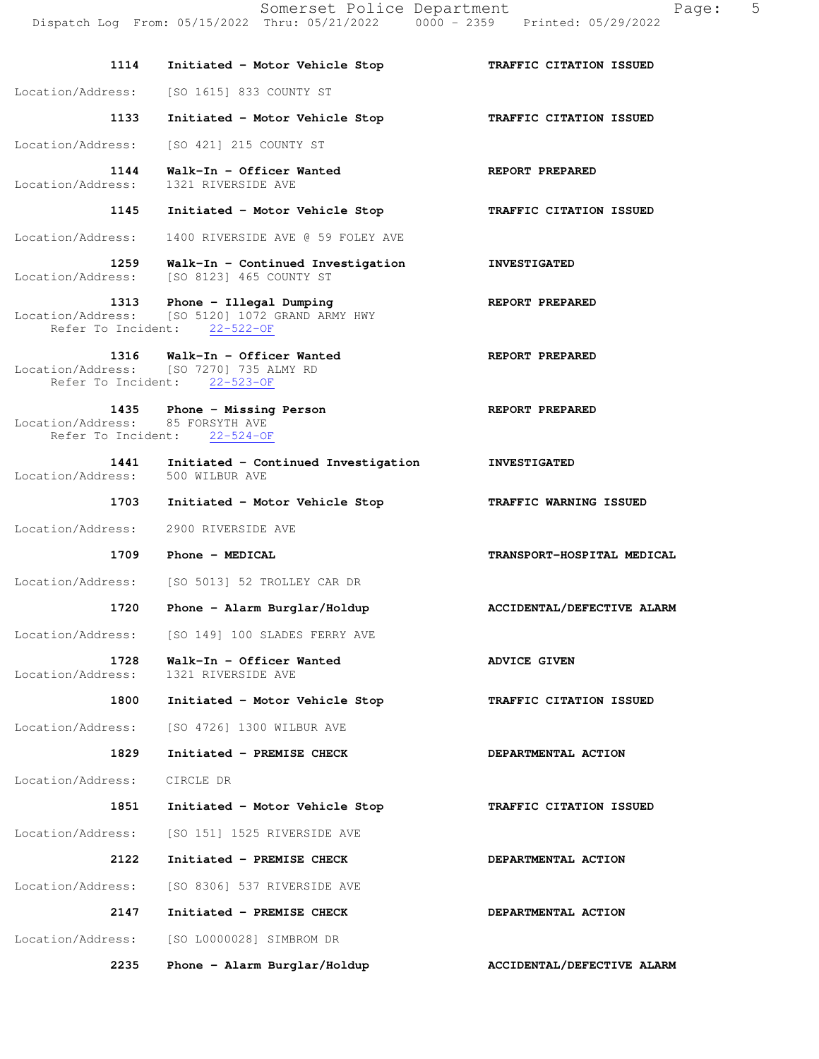**1114** **Initiated - Motor Vehicle Stop** **TRAFFIC CITATION ISSUED**

Location/Address: [SO 1615] 833 COUNTY ST

**1133** **Initiated - Motor Vehicle Stop** **TRAFFIC CITATION ISSUED**

Location/Address: [SO 421] 215 COUNTY ST

**1144** **Walk-In - Officer Wanted** **REPORT PREPARED**
Location/Address: 1321 RIVERSIDE AVE

**1145** **Initiated - Motor Vehicle Stop** **TRAFFIC CITATION ISSUED**

Location/Address: 1400 RIVERSIDE AVE @ 59 FOLEY AVE

**1259** **Walk-In - Continued Investigation** **INVESTIGATED**
Location/Address: [SO 8123] 465 COUNTY ST

**1313** **Phone - Illegal Dumping** **REPORT PREPARED**
Location/Address: [SO 5120] 1072 GRAND ARMY HWY
Refer To Incident: 22-522-OF

**1316** **Walk-In - Officer Wanted** **REPORT PREPARED**
Location/Address: [SO 7270] 735 ALMY RD
Refer To Incident: 22-523-OF

**1435** **Phone - Missing Person** **REPORT PREPARED**
Location/Address: 85 FORSYTH AVE
Refer To Incident: 22-524-OF

**1441** **Initiated - Continued Investigation** **INVESTIGATED**
Location/Address: 500 WILBUR AVE

**1703** **Initiated - Motor Vehicle Stop** **TRAFFIC WARNING ISSUED**

Location/Address: 2900 RIVERSIDE AVE

**1709** **Phone - MEDICAL** **TRANSPORT-HOSPITAL MEDICAL**

Location/Address: [SO 5013] 52 TROLLEY CAR DR

**1720** **Phone - Alarm Burglar/Holdup** **ACCIDENTAL/DEFECTIVE ALARM**

Location/Address: [SO 149] 100 SLADES FERRY AVE

**1728** **Walk-In - Officer Wanted** **ADVICE GIVEN**
Location/Address: 1321 RIVERSIDE AVE

**1800** **Initiated - Motor Vehicle Stop** **TRAFFIC CITATION ISSUED**

Location/Address: [SO 4726] 1300 WILBUR AVE

**1829** **Initiated - PREMISE CHECK** **DEPARTMENTAL ACTION**

Location/Address: CIRCLE DR

**1851** **Initiated - Motor Vehicle Stop** **TRAFFIC CITATION ISSUED**

Location/Address: [SO 151] 1525 RIVERSIDE AVE

**2122** **Initiated - PREMISE CHECK** **DEPARTMENTAL ACTION**

Location/Address: [SO 8306] 537 RIVERSIDE AVE

**2147** **Initiated - PREMISE CHECK** **DEPARTMENTAL ACTION**

Location/Address: [SO L0000028] SIMBROM DR

**2235** **Phone - Alarm Burglar/Holdup** **ACCIDENTAL/DEFECTIVE ALARM**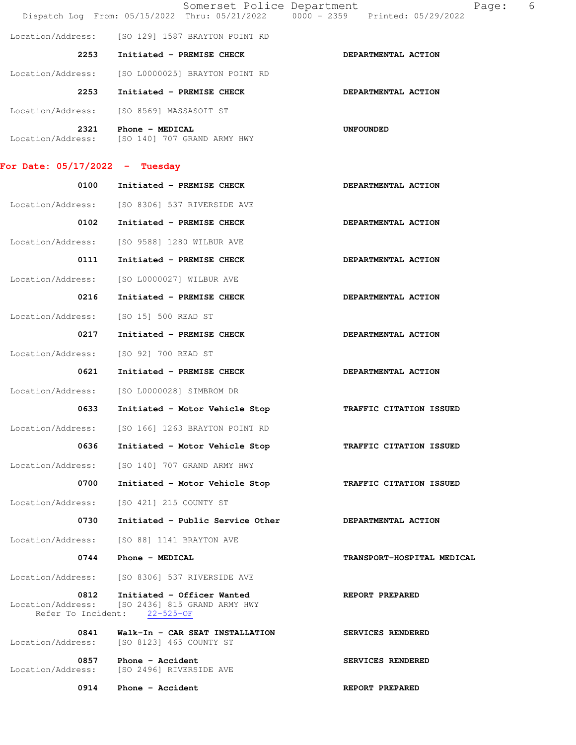Location/Address: [SO 129] 1587 BRAYTON POINT RD

2253 Initiated - PREMISE CHECK — DEPARTMENTAL ACTION

Location/Address: [SO L0000025] BRAYTON POINT RD

2253 Initiated - PREMISE CHECK — DEPARTMENTAL ACTION

Location/Address: [SO 8569] MASSASOIT ST

2321 Phone - MEDICAL — UNFOUNDED
Location/Address: [SO 140] 707 GRAND ARMY HWY

## For Date: 05/17/2022 - Tuesday

0100 Initiated - PREMISE CHECK — DEPARTMENTAL ACTION

Location/Address: [SO 8306] 537 RIVERSIDE AVE

0102 Initiated - PREMISE CHECK — DEPARTMENTAL ACTION

Location/Address: [SO 9588] 1280 WILBUR AVE

0111 Initiated - PREMISE CHECK — DEPARTMENTAL ACTION

Location/Address: [SO L0000027] WILBUR AVE

0216 Initiated - PREMISE CHECK — DEPARTMENTAL ACTION

Location/Address: [SO 15] 500 READ ST

0217 Initiated - PREMISE CHECK — DEPARTMENTAL ACTION

Location/Address: [SO 92] 700 READ ST

0621 Initiated - PREMISE CHECK — DEPARTMENTAL ACTION

Location/Address: [SO L0000028] SIMBROM DR

0633 Initiated - Motor Vehicle Stop — TRAFFIC CITATION ISSUED

Location/Address: [SO 166] 1263 BRAYTON POINT RD

0636 Initiated - Motor Vehicle Stop — TRAFFIC CITATION ISSUED

Location/Address: [SO 140] 707 GRAND ARMY HWY

0700 Initiated - Motor Vehicle Stop — TRAFFIC CITATION ISSUED

Location/Address: [SO 421] 215 COUNTY ST

0730 Initiated - Public Service Other — DEPARTMENTAL ACTION

Location/Address: [SO 88] 1141 BRAYTON AVE

0744 Phone - MEDICAL — TRANSPORT-HOSPITAL MEDICAL

Location/Address: [SO 8306] 537 RIVERSIDE AVE

0812 Initiated - Officer Wanted — REPORT PREPARED
Location/Address: [SO 2436] 815 GRAND ARMY HWY
Refer To Incident: 22-525-OF

0841 Walk-In - CAR SEAT INSTALLATION — SERVICES RENDERED
Location/Address: [SO 8123] 465 COUNTY ST

0857 Phone - Accident — SERVICES RENDERED
Location/Address: [SO 2496] RIVERSIDE AVE

0914 Phone - Accident — REPORT PREPARED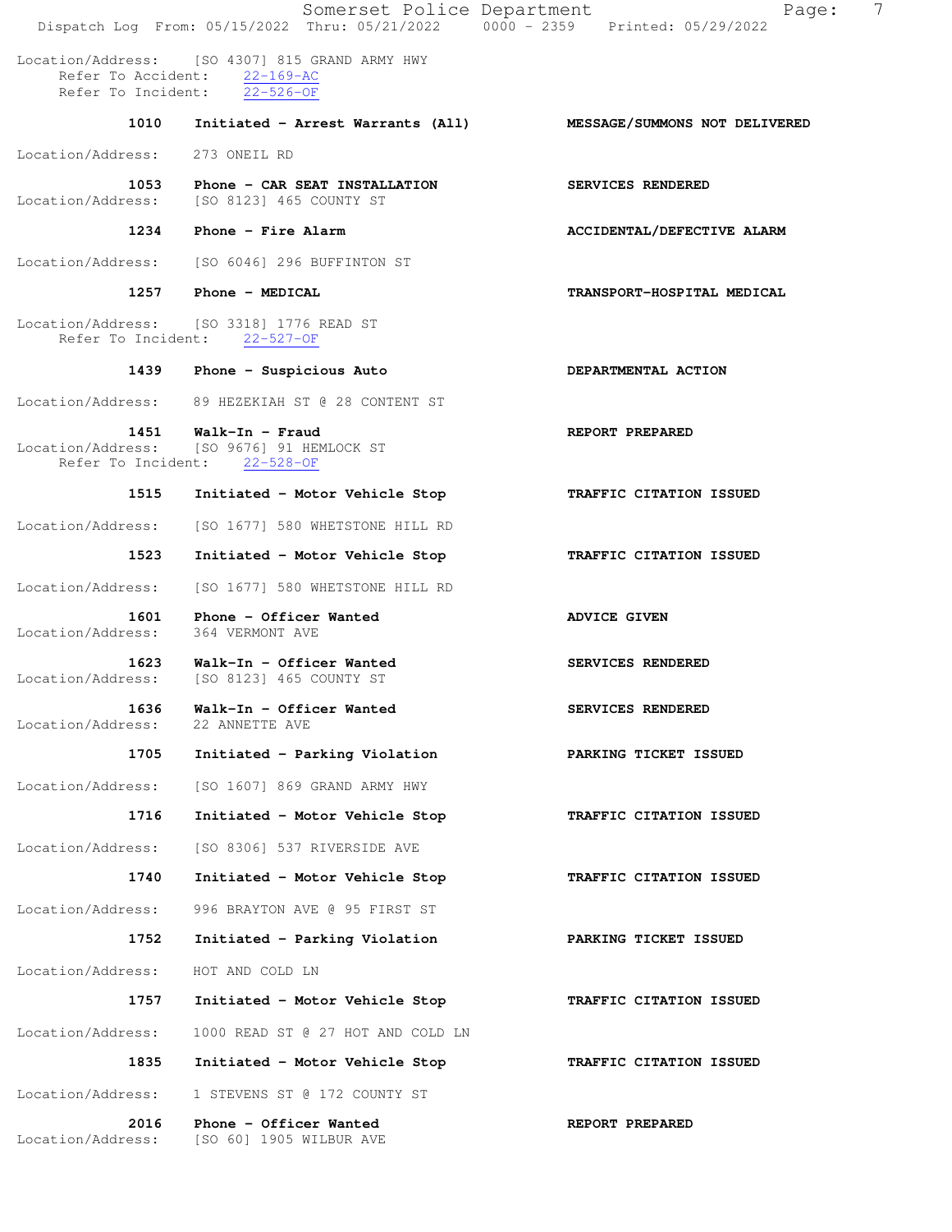Location/Address: [SO 4307] 815 GRAND ARMY HWY
Refer To Accident: 22-169-AC
Refer To Incident: 22-526-OF

**1010 Initiated - Arrest Warrants (All)** **MESSAGE/SUMMONS NOT DELIVERED**

Location/Address: 273 ONEIL RD

**1053 Phone - CAR SEAT INSTALLATION** **SERVICES RENDERED**
Location/Address: [SO 8123] 465 COUNTY ST

**1234 Phone - Fire Alarm** **ACCIDENTAL/DEFECTIVE ALARM**

Location/Address: [SO 6046] 296 BUFFINTON ST

**1257 Phone - MEDICAL** **TRANSPORT-HOSPITAL MEDICAL**

Location/Address: [SO 3318] 1776 READ ST
Refer To Incident: 22-527-OF

**1439 Phone - Suspicious Auto** **DEPARTMENTAL ACTION**

Location/Address: 89 HEZEKIAH ST @ 28 CONTENT ST

**1451 Walk-In - Fraud** **REPORT PREPARED**
Location/Address: [SO 9676] 91 HEMLOCK ST
Refer To Incident: 22-528-OF

**1515 Initiated - Motor Vehicle Stop** **TRAFFIC CITATION ISSUED**

Location/Address: [SO 1677] 580 WHETSTONE HILL RD

**1523 Initiated - Motor Vehicle Stop** **TRAFFIC CITATION ISSUED**

Location/Address: [SO 1677] 580 WHETSTONE HILL RD

**1601 Phone - Officer Wanted** **ADVICE GIVEN**
Location/Address: 364 VERMONT AVE

**1623 Walk-In - Officer Wanted** **SERVICES RENDERED**
Location/Address: [SO 8123] 465 COUNTY ST

**1636 Walk-In - Officer Wanted** **SERVICES RENDERED**
Location/Address: 22 ANNETTE AVE

**1705 Initiated - Parking Violation** **PARKING TICKET ISSUED**

Location/Address: [SO 1607] 869 GRAND ARMY HWY

**1716 Initiated - Motor Vehicle Stop** **TRAFFIC CITATION ISSUED**

Location/Address: [SO 8306] 537 RIVERSIDE AVE

**1740 Initiated - Motor Vehicle Stop** **TRAFFIC CITATION ISSUED**

Location/Address: 996 BRAYTON AVE @ 95 FIRST ST

**1752 Initiated - Parking Violation** **PARKING TICKET ISSUED**

Location/Address: HOT AND COLD LN

**1757 Initiated - Motor Vehicle Stop** **TRAFFIC CITATION ISSUED**

Location/Address: 1000 READ ST @ 27 HOT AND COLD LN

**1835 Initiated - Motor Vehicle Stop** **TRAFFIC CITATION ISSUED**

Location/Address: 1 STEVENS ST @ 172 COUNTY ST

**2016 Phone - Officer Wanted** **REPORT PREPARED**
Location/Address: [SO 60] 1905 WILBUR AVE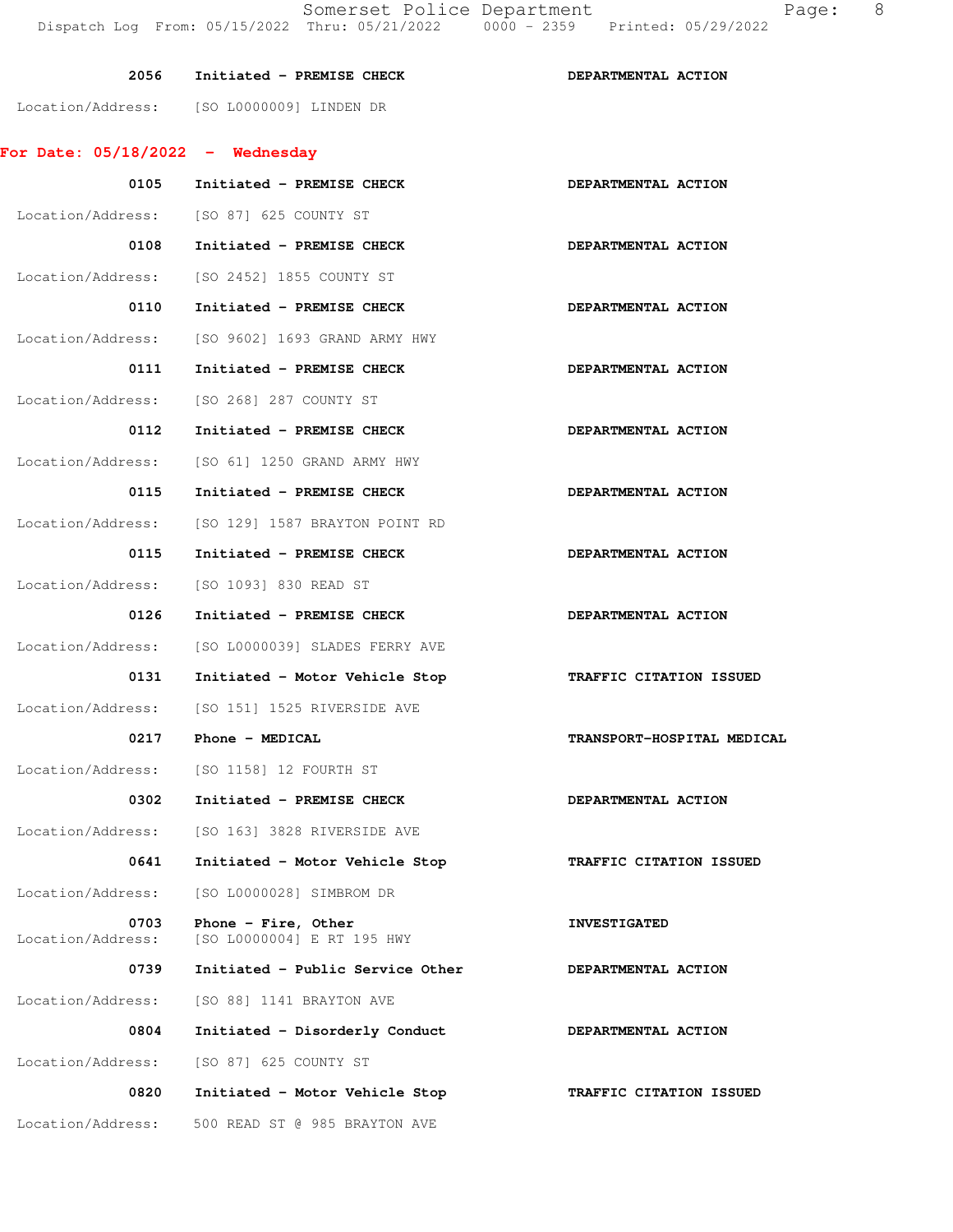2056 Initiated - PREMISE CHECK DEPARTMENTAL ACTION

Location/Address: [SO L0000009] LINDEN DR

## For Date: 05/18/2022 - Wednesday

0105 Initiated - PREMISE CHECK DEPARTMENTAL ACTION

Location/Address: [SO 87] 625 COUNTY ST

0108 Initiated - PREMISE CHECK DEPARTMENTAL ACTION

Location/Address: [SO 2452] 1855 COUNTY ST

0110 Initiated - PREMISE CHECK DEPARTMENTAL ACTION

Location/Address: [SO 9602] 1693 GRAND ARMY HWY

0111 Initiated - PREMISE CHECK DEPARTMENTAL ACTION

Location/Address: [SO 268] 287 COUNTY ST

0112 Initiated - PREMISE CHECK DEPARTMENTAL ACTION

Location/Address: [SO 61] 1250 GRAND ARMY HWY

0115 Initiated - PREMISE CHECK DEPARTMENTAL ACTION

Location/Address: [SO 129] 1587 BRAYTON POINT RD

0115 Initiated - PREMISE CHECK DEPARTMENTAL ACTION

Location/Address: [SO 1093] 830 READ ST

0126 Initiated - PREMISE CHECK DEPARTMENTAL ACTION

Location/Address: [SO L0000039] SLADES FERRY AVE

0131 Initiated - Motor Vehicle Stop TRAFFIC CITATION ISSUED

Location/Address: [SO 151] 1525 RIVERSIDE AVE

0217 Phone - MEDICAL TRANSPORT-HOSPITAL MEDICAL

Location/Address: [SO 1158] 12 FOURTH ST

0302 Initiated - PREMISE CHECK DEPARTMENTAL ACTION

Location/Address: [SO 163] 3828 RIVERSIDE AVE

0641 Initiated - Motor Vehicle Stop TRAFFIC CITATION ISSUED

Location/Address: [SO L0000028] SIMBROM DR

0703 Phone - Fire, Other INVESTIGATED

Location/Address: [SO L0000004] E RT 195 HWY

0739 Initiated - Public Service Other DEPARTMENTAL ACTION

Location/Address: [SO 88] 1141 BRAYTON AVE

0804 Initiated - Disorderly Conduct DEPARTMENTAL ACTION

Location/Address: [SO 87] 625 COUNTY ST

0820 Initiated - Motor Vehicle Stop TRAFFIC CITATION ISSUED

Location/Address: 500 READ ST @ 985 BRAYTON AVE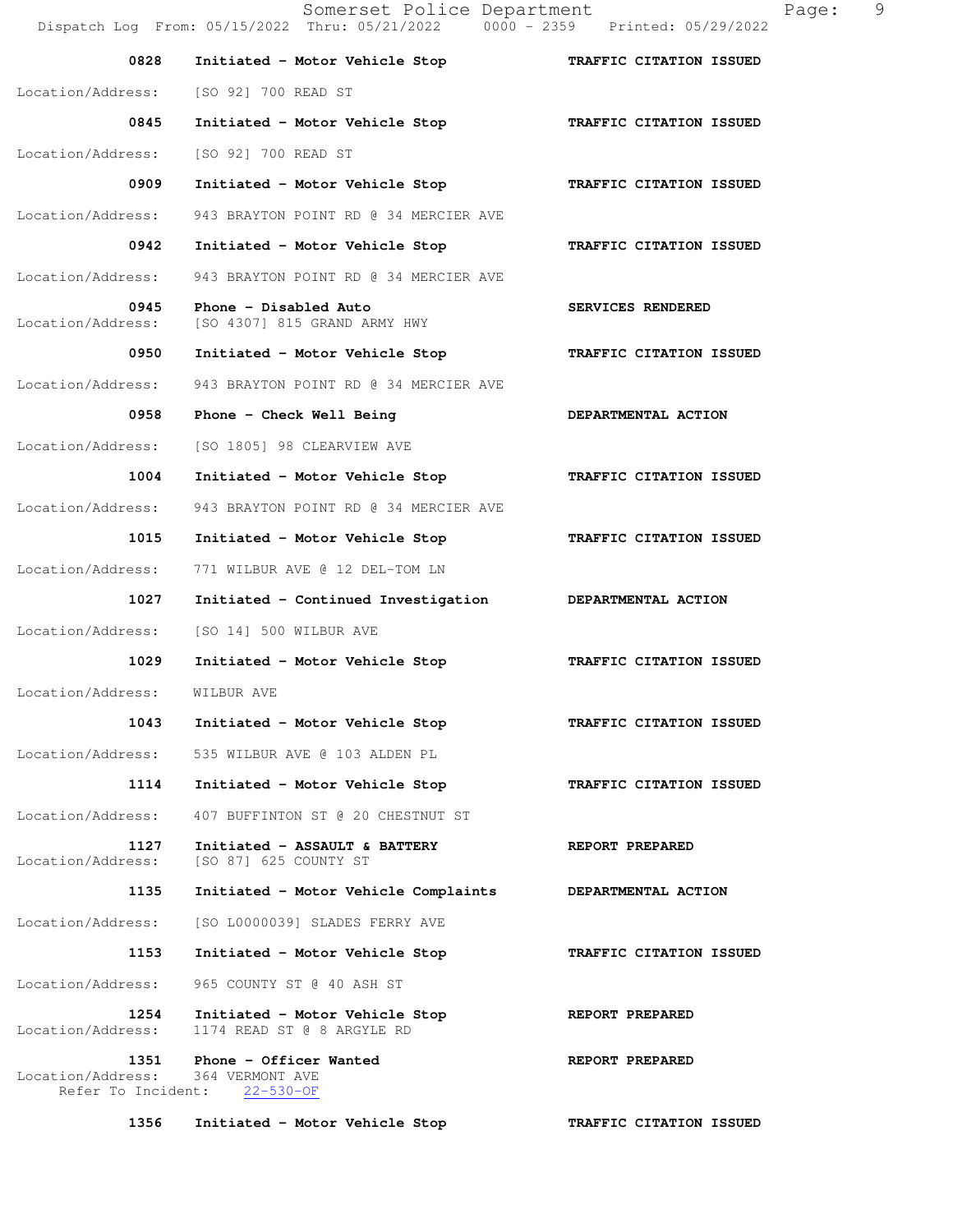| Time | Call Type | Action |
| --- | --- | --- |
| 0828 | Initiated - Motor Vehicle Stop | TRAFFIC CITATION ISSUED |
| Location/Address: | [SO 92] 700 READ ST | |
| 0845 | Initiated - Motor Vehicle Stop | TRAFFIC CITATION ISSUED |
| Location/Address: | [SO 92] 700 READ ST | |
| 0909 | Initiated - Motor Vehicle Stop | TRAFFIC CITATION ISSUED |
| Location/Address: | 943 BRAYTON POINT RD @ 34 MERCIER AVE | |
| 0942 | Initiated - Motor Vehicle Stop | TRAFFIC CITATION ISSUED |
| Location/Address: | 943 BRAYTON POINT RD @ 34 MERCIER AVE | |
| 0945 | Phone - Disabled Auto | SERVICES RENDERED |
| Location/Address: | [SO 4307] 815 GRAND ARMY HWY | |
| 0950 | Initiated - Motor Vehicle Stop | TRAFFIC CITATION ISSUED |
| Location/Address: | 943 BRAYTON POINT RD @ 34 MERCIER AVE | |
| 0958 | Phone - Check Well Being | DEPARTMENTAL ACTION |
| Location/Address: | [SO 1805] 98 CLEARVIEW AVE | |
| 1004 | Initiated - Motor Vehicle Stop | TRAFFIC CITATION ISSUED |
| Location/Address: | 943 BRAYTON POINT RD @ 34 MERCIER AVE | |
| 1015 | Initiated - Motor Vehicle Stop | TRAFFIC CITATION ISSUED |
| Location/Address: | 771 WILBUR AVE @ 12 DEL-TOM LN | |
| 1027 | Initiated - Continued Investigation | DEPARTMENTAL ACTION |
| Location/Address: | [SO 14] 500 WILBUR AVE | |
| 1029 | Initiated - Motor Vehicle Stop | TRAFFIC CITATION ISSUED |
| Location/Address: | WILBUR AVE | |
| 1043 | Initiated - Motor Vehicle Stop | TRAFFIC CITATION ISSUED |
| Location/Address: | 535 WILBUR AVE @ 103 ALDEN PL | |
| 1114 | Initiated - Motor Vehicle Stop | TRAFFIC CITATION ISSUED |
| Location/Address: | 407 BUFFINTON ST @ 20 CHESTNUT ST | |
| 1127 | Initiated - ASSAULT & BATTERY | REPORT PREPARED |
| Location/Address: | [SO 87] 625 COUNTY ST | |
| 1135 | Initiated - Motor Vehicle Complaints | DEPARTMENTAL ACTION |
| Location/Address: | [SO L0000039] SLADES FERRY AVE | |
| 1153 | Initiated - Motor Vehicle Stop | TRAFFIC CITATION ISSUED |
| Location/Address: | 965 COUNTY ST @ 40 ASH ST | |
| 1254 | Initiated - Motor Vehicle Stop | REPORT PREPARED |
| Location/Address: | 1174 READ ST @ 8 ARGYLE RD | |
| 1351 | Phone - Officer Wanted | REPORT PREPARED |
| Location/Address: | 364 VERMONT AVE | |
| Refer To Incident: | 22-530-OF | |
| 1356 | Initiated - Motor Vehicle Stop | TRAFFIC CITATION ISSUED |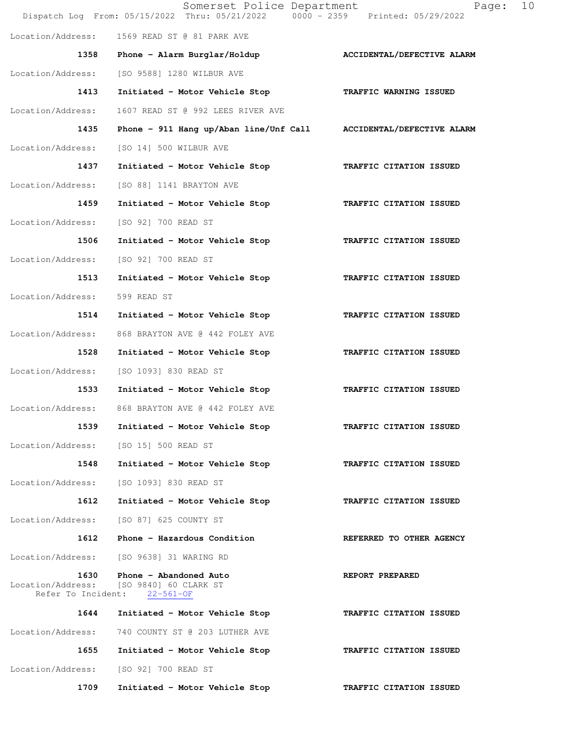Location/Address: 1569 READ ST @ 81 PARK AVE

| | | |
|---|---|---|
| 1358 | Phone - Alarm Burglar/Holdup | ACCIDENTAL/DEFECTIVE ALARM |

Location/Address: [SO 9588] 1280 WILBUR AVE

| | | |
|---|---|---|
| 1413 | Initiated - Motor Vehicle Stop | TRAFFIC WARNING ISSUED |

Location/Address: 1607 READ ST @ 992 LEES RIVER AVE

| | | |
|---|---|---|
| 1435 | Phone - 911 Hang up/Aban line/Unf Call | ACCIDENTAL/DEFECTIVE ALARM |

Location/Address: [SO 14] 500 WILBUR AVE

| | | |
|---|---|---|
| 1437 | Initiated - Motor Vehicle Stop | TRAFFIC CITATION ISSUED |

Location/Address: [SO 88] 1141 BRAYTON AVE

| | | |
|---|---|---|
| 1459 | Initiated - Motor Vehicle Stop | TRAFFIC CITATION ISSUED |

Location/Address: [SO 92] 700 READ ST

| | | |
|---|---|---|
| 1506 | Initiated - Motor Vehicle Stop | TRAFFIC CITATION ISSUED |

Location/Address: [SO 92] 700 READ ST

| | | |
|---|---|---|
| 1513 | Initiated - Motor Vehicle Stop | TRAFFIC CITATION ISSUED |

Location/Address: 599 READ ST

| | | |
|---|---|---|
| 1514 | Initiated - Motor Vehicle Stop | TRAFFIC CITATION ISSUED |

Location/Address: 868 BRAYTON AVE @ 442 FOLEY AVE

| | | |
|---|---|---|
| 1528 | Initiated - Motor Vehicle Stop | TRAFFIC CITATION ISSUED |

Location/Address: [SO 1093] 830 READ ST

| | | |
|---|---|---|
| 1533 | Initiated - Motor Vehicle Stop | TRAFFIC CITATION ISSUED |

Location/Address: 868 BRAYTON AVE @ 442 FOLEY AVE

| | | |
|---|---|---|
| 1539 | Initiated - Motor Vehicle Stop | TRAFFIC CITATION ISSUED |

Location/Address: [SO 15] 500 READ ST

| | | |
|---|---|---|
| 1548 | Initiated - Motor Vehicle Stop | TRAFFIC CITATION ISSUED |

Location/Address: [SO 1093] 830 READ ST

| | | |
|---|---|---|
| 1612 | Initiated - Motor Vehicle Stop | TRAFFIC CITATION ISSUED |

Location/Address: [SO 87] 625 COUNTY ST

| | | |
|---|---|---|
| 1612 | Phone - Hazardous Condition | REFERRED TO OTHER AGENCY |

Location/Address: [SO 9638] 31 WARING RD

| | | |
|---|---|---|
| 1630 | Phone - Abandoned Auto | REPORT PREPARED |

Location/Address: [SO 9840] 60 CLARK ST
Refer To Incident: 22-561-OF

| | | |
|---|---|---|
| 1644 | Initiated - Motor Vehicle Stop | TRAFFIC CITATION ISSUED |

Location/Address: 740 COUNTY ST @ 203 LUTHER AVE

| | | |
|---|---|---|
| 1655 | Initiated - Motor Vehicle Stop | TRAFFIC CITATION ISSUED |

Location/Address: [SO 92] 700 READ ST

| | | |
|---|---|---|
| 1709 | Initiated - Motor Vehicle Stop | TRAFFIC CITATION ISSUED |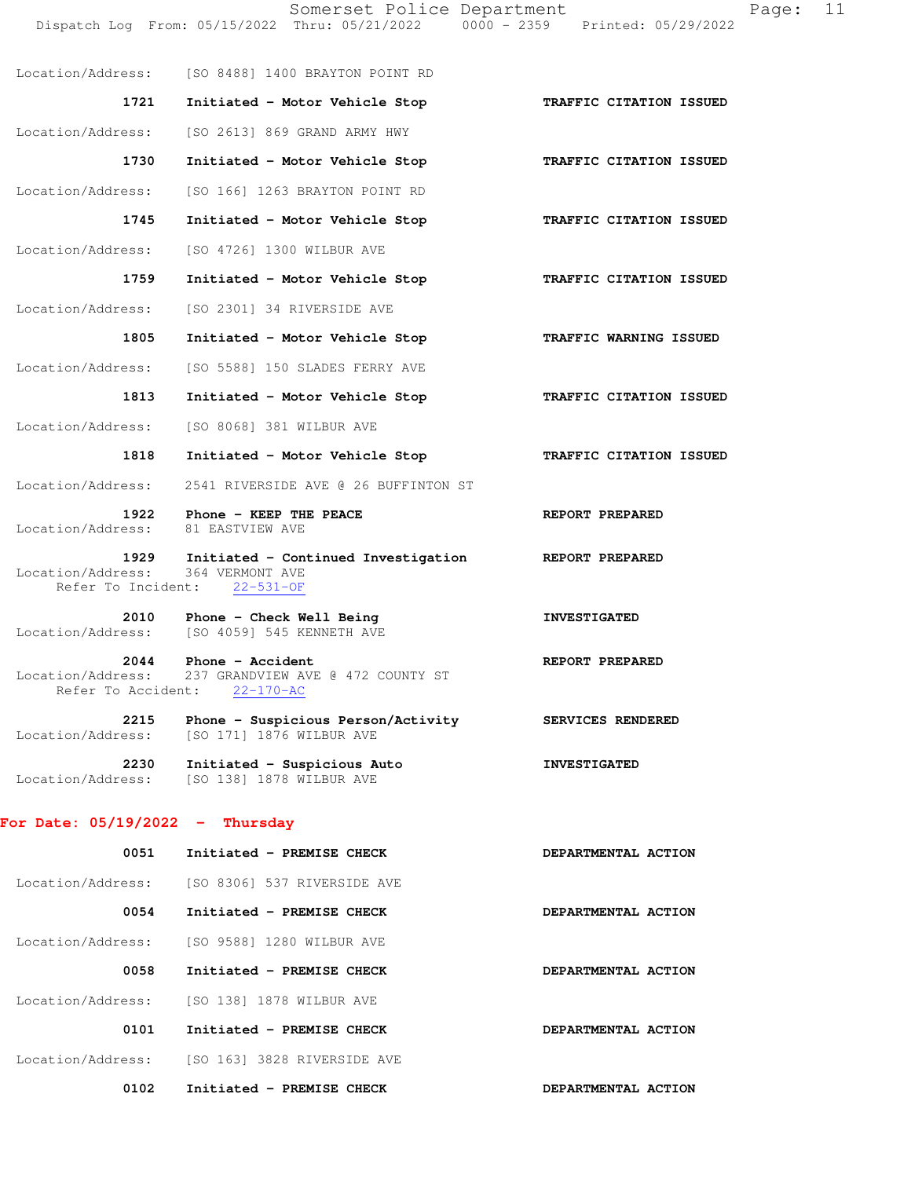Location/Address: [SO 8488] 1400 BRAYTON POINT RD

**1721** Initiated - Motor Vehicle Stop — **TRAFFIC CITATION ISSUED**
Location/Address: [SO 2613] 869 GRAND ARMY HWY

**1730** Initiated - Motor Vehicle Stop — **TRAFFIC CITATION ISSUED**
Location/Address: [SO 166] 1263 BRAYTON POINT RD

**1745** Initiated - Motor Vehicle Stop — **TRAFFIC CITATION ISSUED**
Location/Address: [SO 4726] 1300 WILBUR AVE

**1759** Initiated - Motor Vehicle Stop — **TRAFFIC CITATION ISSUED**
Location/Address: [SO 2301] 34 RIVERSIDE AVE

**1805** Initiated - Motor Vehicle Stop — **TRAFFIC WARNING ISSUED**
Location/Address: [SO 5588] 150 SLADES FERRY AVE

**1813** Initiated - Motor Vehicle Stop — **TRAFFIC CITATION ISSUED**
Location/Address: [SO 8068] 381 WILBUR AVE

**1818** Initiated - Motor Vehicle Stop — **TRAFFIC CITATION ISSUED**
Location/Address: 2541 RIVERSIDE AVE @ 26 BUFFINTON ST

**1922** Phone - KEEP THE PEACE — **REPORT PREPARED**
Location/Address: 81 EASTVIEW AVE

**1929** Initiated - Continued Investigation — **REPORT PREPARED**
Location/Address: 364 VERMONT AVE
Refer To Incident: 22-531-OF

**2010** Phone - Check Well Being — **INVESTIGATED**
Location/Address: [SO 4059] 545 KENNETH AVE

**2044** Phone - Accident — **REPORT PREPARED**
Location/Address: 237 GRANDVIEW AVE @ 472 COUNTY ST
Refer To Accident: 22-170-AC

**2215** Phone - Suspicious Person/Activity — **SERVICES RENDERED**
Location/Address: [SO 171] 1876 WILBUR AVE

**2230** Initiated - Suspicious Auto — **INVESTIGATED**
Location/Address: [SO 138] 1878 WILBUR AVE

## For Date: 05/19/2022 - Thursday

**0051** Initiated - PREMISE CHECK — **DEPARTMENTAL ACTION**
Location/Address: [SO 8306] 537 RIVERSIDE AVE

**0054** Initiated - PREMISE CHECK — **DEPARTMENTAL ACTION**
Location/Address: [SO 9588] 1280 WILBUR AVE

**0058** Initiated - PREMISE CHECK — **DEPARTMENTAL ACTION**
Location/Address: [SO 138] 1878 WILBUR AVE

**0101** Initiated - PREMISE CHECK — **DEPARTMENTAL ACTION**
Location/Address: [SO 163] 3828 RIVERSIDE AVE

**0102** Initiated - PREMISE CHECK — **DEPARTMENTAL ACTION**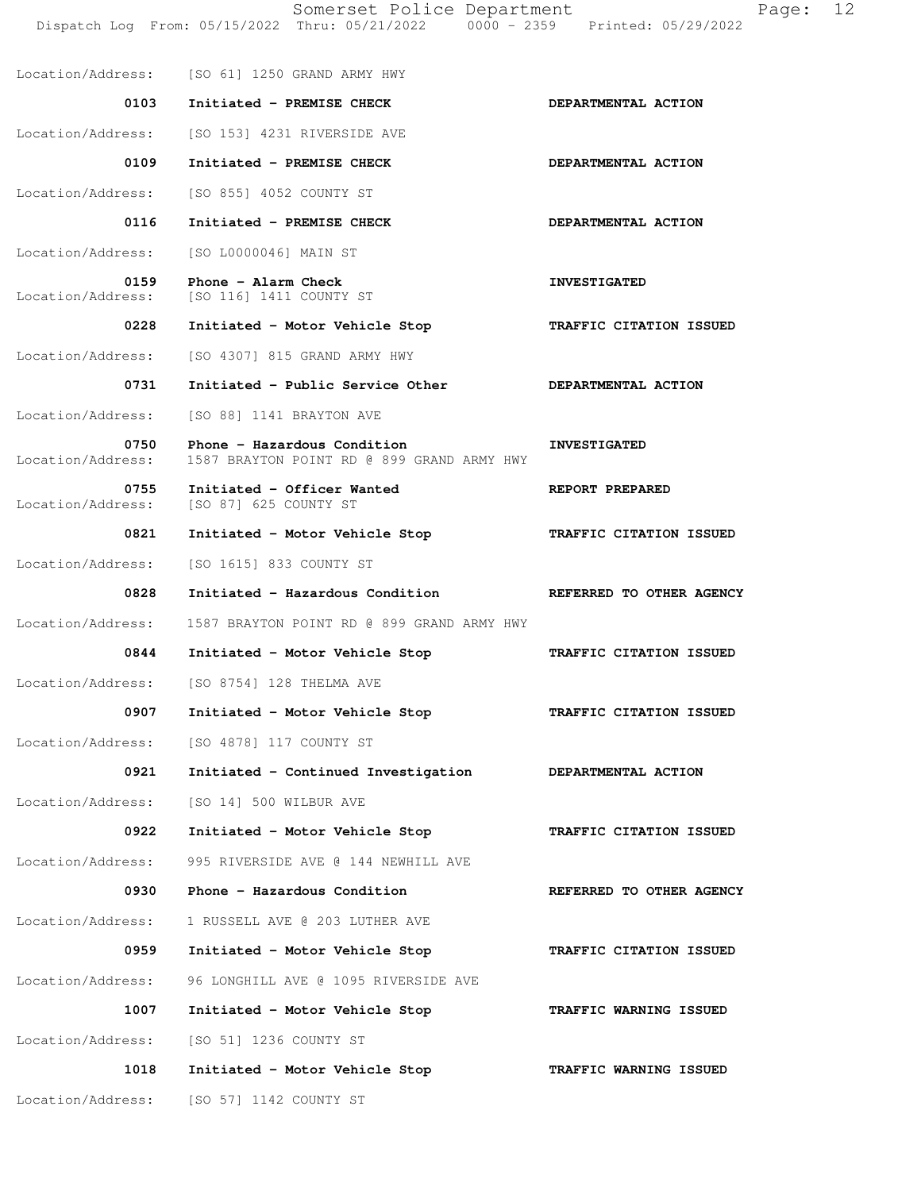Location/Address: [SO 61] 1250 GRAND ARMY HWY

| Time | Call | Action |
|---|---|---|
| 0103 | Initiated - PREMISE CHECK | DEPARTMENTAL ACTION |
| | Location/Address: [SO 153] 4231 RIVERSIDE AVE | |
| 0109 | Initiated - PREMISE CHECK | DEPARTMENTAL ACTION |
| | Location/Address: [SO 855] 4052 COUNTY ST | |
| 0116 | Initiated - PREMISE CHECK | DEPARTMENTAL ACTION |
| | Location/Address: [SO L0000046] MAIN ST | |
| 0159 | Phone - Alarm Check | INVESTIGATED |
| | Location/Address: [SO 116] 1411 COUNTY ST | |
| 0228 | Initiated - Motor Vehicle Stop | TRAFFIC CITATION ISSUED |
| | Location/Address: [SO 4307] 815 GRAND ARMY HWY | |
| 0731 | Initiated - Public Service Other | DEPARTMENTAL ACTION |
| | Location/Address: [SO 88] 1141 BRAYTON AVE | |
| 0750 | Phone - Hazardous Condition | INVESTIGATED |
| | Location/Address: 1587 BRAYTON POINT RD @ 899 GRAND ARMY HWY | |
| 0755 | Initiated - Officer Wanted | REPORT PREPARED |
| | Location/Address: [SO 87] 625 COUNTY ST | |
| 0821 | Initiated - Motor Vehicle Stop | TRAFFIC CITATION ISSUED |
| | Location/Address: [SO 1615] 833 COUNTY ST | |
| 0828 | Initiated - Hazardous Condition | REFERRED TO OTHER AGENCY |
| | Location/Address: 1587 BRAYTON POINT RD @ 899 GRAND ARMY HWY | |
| 0844 | Initiated - Motor Vehicle Stop | TRAFFIC CITATION ISSUED |
| | Location/Address: [SO 8754] 128 THELMA AVE | |
| 0907 | Initiated - Motor Vehicle Stop | TRAFFIC CITATION ISSUED |
| | Location/Address: [SO 4878] 117 COUNTY ST | |
| 0921 | Initiated - Continued Investigation | DEPARTMENTAL ACTION |
| | Location/Address: [SO 14] 500 WILBUR AVE | |
| 0922 | Initiated - Motor Vehicle Stop | TRAFFIC CITATION ISSUED |
| | Location/Address: 995 RIVERSIDE AVE @ 144 NEWHILL AVE | |
| 0930 | Phone - Hazardous Condition | REFERRED TO OTHER AGENCY |
| | Location/Address: 1 RUSSELL AVE @ 203 LUTHER AVE | |
| 0959 | Initiated - Motor Vehicle Stop | TRAFFIC CITATION ISSUED |
| | Location/Address: 96 LONGHILL AVE @ 1095 RIVERSIDE AVE | |
| 1007 | Initiated - Motor Vehicle Stop | TRAFFIC WARNING ISSUED |
| | Location/Address: [SO 51] 1236 COUNTY ST | |
| 1018 | Initiated - Motor Vehicle Stop | TRAFFIC WARNING ISSUED |
| | Location/Address: [SO 57] 1142 COUNTY ST | |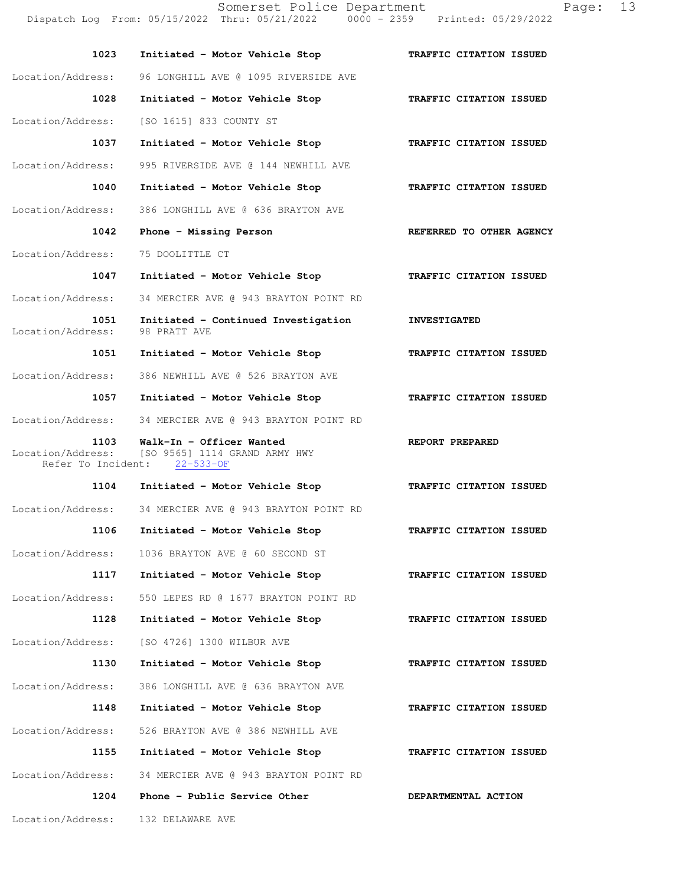1023 **Initiated - Motor Vehicle Stop** **TRAFFIC CITATION ISSUED**

Location/Address: 96 LONGHILL AVE @ 1095 RIVERSIDE AVE

1028 **Initiated - Motor Vehicle Stop** **TRAFFIC CITATION ISSUED**

Location/Address: [SO 1615] 833 COUNTY ST

1037 **Initiated - Motor Vehicle Stop** **TRAFFIC CITATION ISSUED**

Location/Address: 995 RIVERSIDE AVE @ 144 NEWHILL AVE

1040 **Initiated - Motor Vehicle Stop** **TRAFFIC CITATION ISSUED**

Location/Address: 386 LONGHILL AVE @ 636 BRAYTON AVE

1042 **Phone - Missing Person** **REFERRED TO OTHER AGENCY**

Location/Address: 75 DOOLITTLE CT

1047 **Initiated - Motor Vehicle Stop** **TRAFFIC CITATION ISSUED**

Location/Address: 34 MERCIER AVE @ 943 BRAYTON POINT RD

1051 **Initiated - Continued Investigation** **INVESTIGATED**
Location/Address: 98 PRATT AVE

1051 **Initiated - Motor Vehicle Stop** **TRAFFIC CITATION ISSUED**

Location/Address: 386 NEWHILL AVE @ 526 BRAYTON AVE

1057 **Initiated - Motor Vehicle Stop** **TRAFFIC CITATION ISSUED**

Location/Address: 34 MERCIER AVE @ 943 BRAYTON POINT RD

1103 **Walk-In - Officer Wanted** **REPORT PREPARED**
Location/Address: [SO 9565] 1114 GRAND ARMY HWY
Refer To Incident: 22-533-OF

1104 **Initiated - Motor Vehicle Stop** **TRAFFIC CITATION ISSUED**

Location/Address: 34 MERCIER AVE @ 943 BRAYTON POINT RD

1106 **Initiated - Motor Vehicle Stop** **TRAFFIC CITATION ISSUED**

Location/Address: 1036 BRAYTON AVE @ 60 SECOND ST

1117 **Initiated - Motor Vehicle Stop** **TRAFFIC CITATION ISSUED**

Location/Address: 550 LEPES RD @ 1677 BRAYTON POINT RD

1128 **Initiated - Motor Vehicle Stop** **TRAFFIC CITATION ISSUED**

Location/Address: [SO 4726] 1300 WILBUR AVE

1130 **Initiated - Motor Vehicle Stop** **TRAFFIC CITATION ISSUED**

Location/Address: 386 LONGHILL AVE @ 636 BRAYTON AVE

1148 **Initiated - Motor Vehicle Stop** **TRAFFIC CITATION ISSUED**

Location/Address: 526 BRAYTON AVE @ 386 NEWHILL AVE

1155 **Initiated - Motor Vehicle Stop** **TRAFFIC CITATION ISSUED**

Location/Address: 34 MERCIER AVE @ 943 BRAYTON POINT RD

1204 **Phone - Public Service Other** **DEPARTMENTAL ACTION**

Location/Address: 132 DELAWARE AVE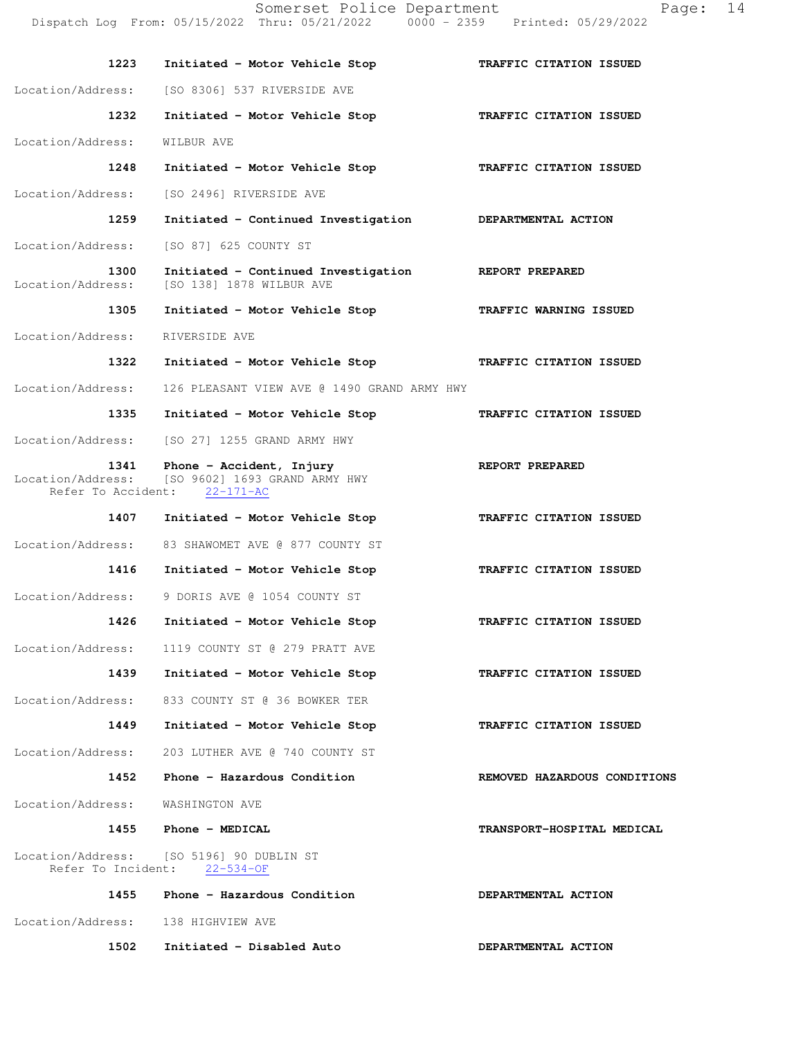| Time | Call Type | Action |
| --- | --- | --- |
| 1223 | Initiated - Motor Vehicle Stop | TRAFFIC CITATION ISSUED |

Location/Address: [SO 8306] 537 RIVERSIDE AVE

| Time | Call Type | Action |
| --- | --- | --- |
| 1232 | Initiated - Motor Vehicle Stop | TRAFFIC CITATION ISSUED |

Location/Address: WILBUR AVE

| Time | Call Type | Action |
| --- | --- | --- |
| 1248 | Initiated - Motor Vehicle Stop | TRAFFIC CITATION ISSUED |

Location/Address: [SO 2496] RIVERSIDE AVE

| Time | Call Type | Action |
| --- | --- | --- |
| 1259 | Initiated - Continued Investigation | DEPARTMENTAL ACTION |

Location/Address: [SO 87] 625 COUNTY ST

| Time | Call Type | Action |
| --- | --- | --- |
| 1300 | Initiated - Continued Investigation | REPORT PREPARED |

Location/Address: [SO 138] 1878 WILBUR AVE

| Time | Call Type | Action |
| --- | --- | --- |
| 1305 | Initiated - Motor Vehicle Stop | TRAFFIC WARNING ISSUED |

Location/Address: RIVERSIDE AVE

| Time | Call Type | Action |
| --- | --- | --- |
| 1322 | Initiated - Motor Vehicle Stop | TRAFFIC CITATION ISSUED |

Location/Address: 126 PLEASANT VIEW AVE @ 1490 GRAND ARMY HWY

| Time | Call Type | Action |
| --- | --- | --- |
| 1335 | Initiated - Motor Vehicle Stop | TRAFFIC CITATION ISSUED |

Location/Address: [SO 27] 1255 GRAND ARMY HWY

| Time | Call Type | Action |
| --- | --- | --- |
| 1341 | Phone - Accident, Injury | REPORT PREPARED |

Location/Address: [SO 9602] 1693 GRAND ARMY HWY
Refer To Accident: 22-171-AC

| Time | Call Type | Action |
| --- | --- | --- |
| 1407 | Initiated - Motor Vehicle Stop | TRAFFIC CITATION ISSUED |

Location/Address: 83 SHAWOMET AVE @ 877 COUNTY ST

| Time | Call Type | Action |
| --- | --- | --- |
| 1416 | Initiated - Motor Vehicle Stop | TRAFFIC CITATION ISSUED |

Location/Address: 9 DORIS AVE @ 1054 COUNTY ST

| Time | Call Type | Action |
| --- | --- | --- |
| 1426 | Initiated - Motor Vehicle Stop | TRAFFIC CITATION ISSUED |

Location/Address: 1119 COUNTY ST @ 279 PRATT AVE

| Time | Call Type | Action |
| --- | --- | --- |
| 1439 | Initiated - Motor Vehicle Stop | TRAFFIC CITATION ISSUED |

Location/Address: 833 COUNTY ST @ 36 BOWKER TER

| Time | Call Type | Action |
| --- | --- | --- |
| 1449 | Initiated - Motor Vehicle Stop | TRAFFIC CITATION ISSUED |

Location/Address: 203 LUTHER AVE @ 740 COUNTY ST

| Time | Call Type | Action |
| --- | --- | --- |
| 1452 | Phone - Hazardous Condition | REMOVED HAZARDOUS CONDITIONS |

Location/Address: WASHINGTON AVE

| Time | Call Type | Action |
| --- | --- | --- |
| 1455 | Phone - MEDICAL | TRANSPORT-HOSPITAL MEDICAL |

Location/Address: [SO 5196] 90 DUBLIN ST
Refer To Incident: 22-534-OF

| Time | Call Type | Action |
| --- | --- | --- |
| 1455 | Phone - Hazardous Condition | DEPARTMENTAL ACTION |

Location/Address: 138 HIGHVIEW AVE

| Time | Call Type | Action |
| --- | --- | --- |
| 1502 | Initiated - Disabled Auto | DEPARTMENTAL ACTION |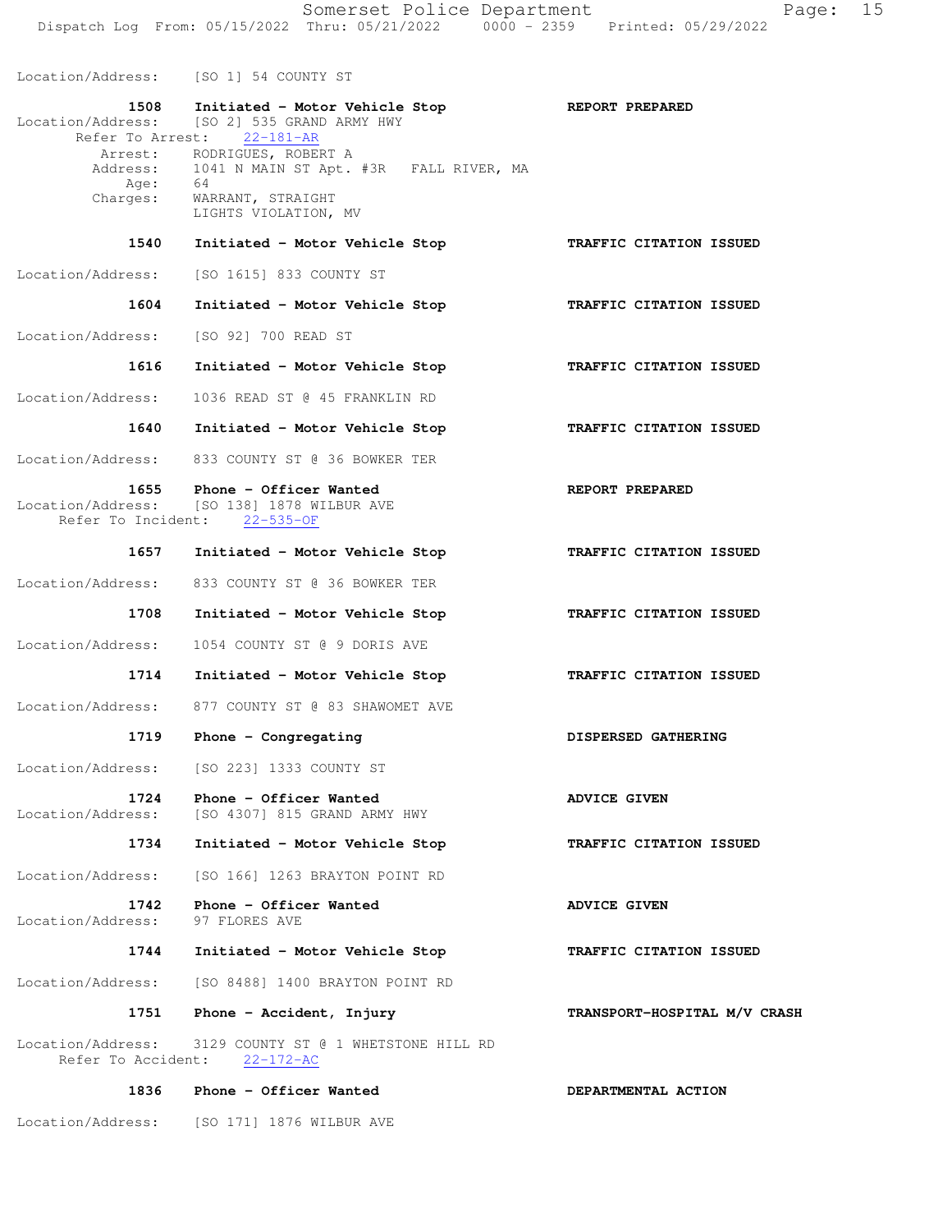Location/Address: [SO 1] 54 COUNTY ST

**1508** **Initiated - Motor Vehicle Stop** **REPORT PREPARED**
Location/Address: [SO 2] 535 GRAND ARMY HWY
Refer To Arrest: 22-181-AR
Arrest: RODRIGUES, ROBERT A
Address: 1041 N MAIN ST Apt. #3R FALL RIVER, MA
Age: 64
Charges: WARRANT, STRAIGHT
LIGHTS VIOLATION, MV

**1540** **Initiated - Motor Vehicle Stop** **TRAFFIC CITATION ISSUED**
Location/Address: [SO 1615] 833 COUNTY ST

**1604** **Initiated - Motor Vehicle Stop** **TRAFFIC CITATION ISSUED**
Location/Address: [SO 92] 700 READ ST

**1616** **Initiated - Motor Vehicle Stop** **TRAFFIC CITATION ISSUED**
Location/Address: 1036 READ ST @ 45 FRANKLIN RD

**1640** **Initiated - Motor Vehicle Stop** **TRAFFIC CITATION ISSUED**
Location/Address: 833 COUNTY ST @ 36 BOWKER TER

**1655** **Phone - Officer Wanted** **REPORT PREPARED**
Location/Address: [SO 138] 1878 WILBUR AVE
Refer To Incident: 22-535-OF

**1657** **Initiated - Motor Vehicle Stop** **TRAFFIC CITATION ISSUED**
Location/Address: 833 COUNTY ST @ 36 BOWKER TER

**1708** **Initiated - Motor Vehicle Stop** **TRAFFIC CITATION ISSUED**
Location/Address: 1054 COUNTY ST @ 9 DORIS AVE

**1714** **Initiated - Motor Vehicle Stop** **TRAFFIC CITATION ISSUED**
Location/Address: 877 COUNTY ST @ 83 SHAWOMET AVE

**1719** **Phone - Congregating** **DISPERSED GATHERING**
Location/Address: [SO 223] 1333 COUNTY ST

**1724** **Phone - Officer Wanted** **ADVICE GIVEN**
Location/Address: [SO 4307] 815 GRAND ARMY HWY

**1734** **Initiated - Motor Vehicle Stop** **TRAFFIC CITATION ISSUED**
Location/Address: [SO 166] 1263 BRAYTON POINT RD

**1742** **Phone - Officer Wanted** **ADVICE GIVEN**
Location/Address: 97 FLORES AVE

**1744** **Initiated - Motor Vehicle Stop** **TRAFFIC CITATION ISSUED**
Location/Address: [SO 8488] 1400 BRAYTON POINT RD

**1751** **Phone - Accident, Injury** **TRANSPORT-HOSPITAL M/V CRASH**
Location/Address: 3129 COUNTY ST @ 1 WHETSTONE HILL RD
Refer To Accident: 22-172-AC

**1836** **Phone - Officer Wanted** **DEPARTMENTAL ACTION**
Location/Address: [SO 171] 1876 WILBUR AVE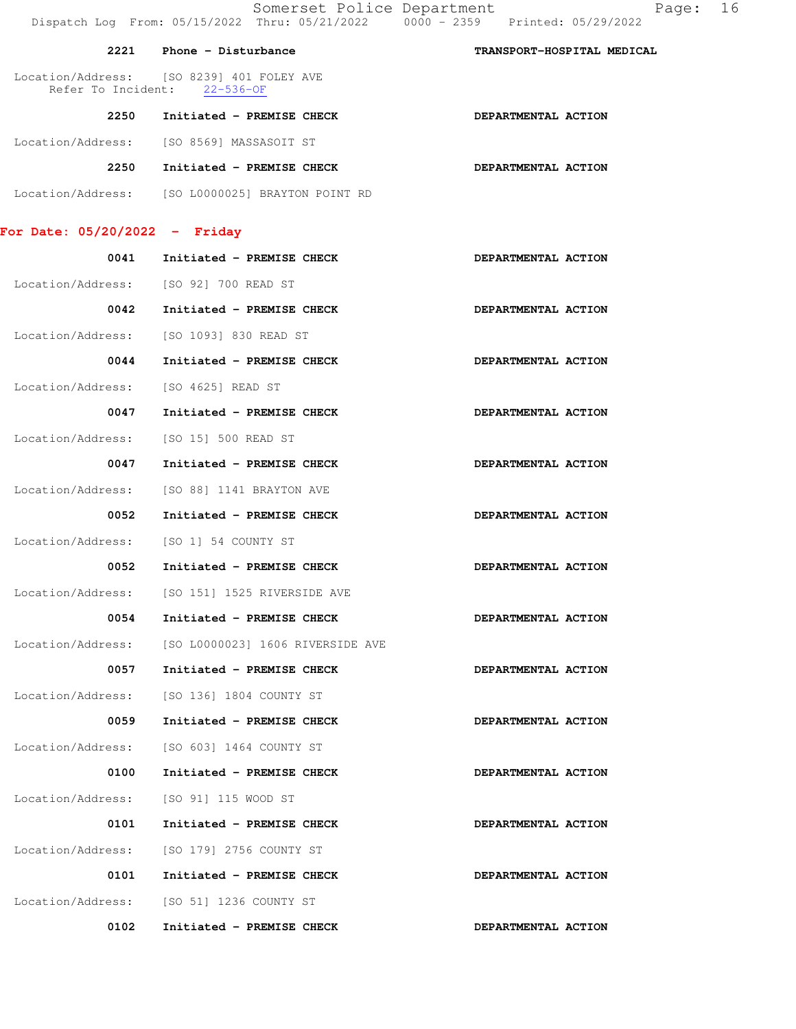**2221** Phone - Disturbance **TRANSPORT-HOSPITAL MEDICAL**

Location/Address: [SO 8239] 401 FOLEY AVE
Refer To Incident: 22-536-OF

**2250** Initiated - **PREMISE CHECK** **DEPARTMENTAL ACTION**

Location/Address: [SO 8569] MASSASOIT ST

**2250** Initiated - **PREMISE CHECK** **DEPARTMENTAL ACTION**

Location/Address: [SO L0000025] BRAYTON POINT RD

## For Date: 05/20/2022 - Friday

**0041** Initiated - **PREMISE CHECK** **DEPARTMENTAL ACTION**

Location/Address: [SO 92] 700 READ ST

**0042** Initiated - **PREMISE CHECK** **DEPARTMENTAL ACTION**

Location/Address: [SO 1093] 830 READ ST

**0044** Initiated - **PREMISE CHECK** **DEPARTMENTAL ACTION**

Location/Address: [SO 4625] READ ST

**0047** Initiated - **PREMISE CHECK** **DEPARTMENTAL ACTION**

Location/Address: [SO 15] 500 READ ST

**0047** Initiated - **PREMISE CHECK** **DEPARTMENTAL ACTION**

Location/Address: [SO 88] 1141 BRAYTON AVE

**0052** Initiated - **PREMISE CHECK** **DEPARTMENTAL ACTION**

Location/Address: [SO 1] 54 COUNTY ST

**0052** Initiated - **PREMISE CHECK** **DEPARTMENTAL ACTION**

Location/Address: [SO 151] 1525 RIVERSIDE AVE

**0054** Initiated - **PREMISE CHECK** **DEPARTMENTAL ACTION**

Location/Address: [SO L0000023] 1606 RIVERSIDE AVE

**0057** Initiated - **PREMISE CHECK** **DEPARTMENTAL ACTION**

Location/Address: [SO 136] 1804 COUNTY ST

**0059** Initiated - **PREMISE CHECK** **DEPARTMENTAL ACTION**

Location/Address: [SO 603] 1464 COUNTY ST

**0100** Initiated - **PREMISE CHECK** **DEPARTMENTAL ACTION**

Location/Address: [SO 91] 115 WOOD ST

**0101** Initiated - **PREMISE CHECK** **DEPARTMENTAL ACTION**

Location/Address: [SO 179] 2756 COUNTY ST

**0101** Initiated - **PREMISE CHECK** **DEPARTMENTAL ACTION**

Location/Address: [SO 51] 1236 COUNTY ST

**0102** Initiated - **PREMISE CHECK** **DEPARTMENTAL ACTION**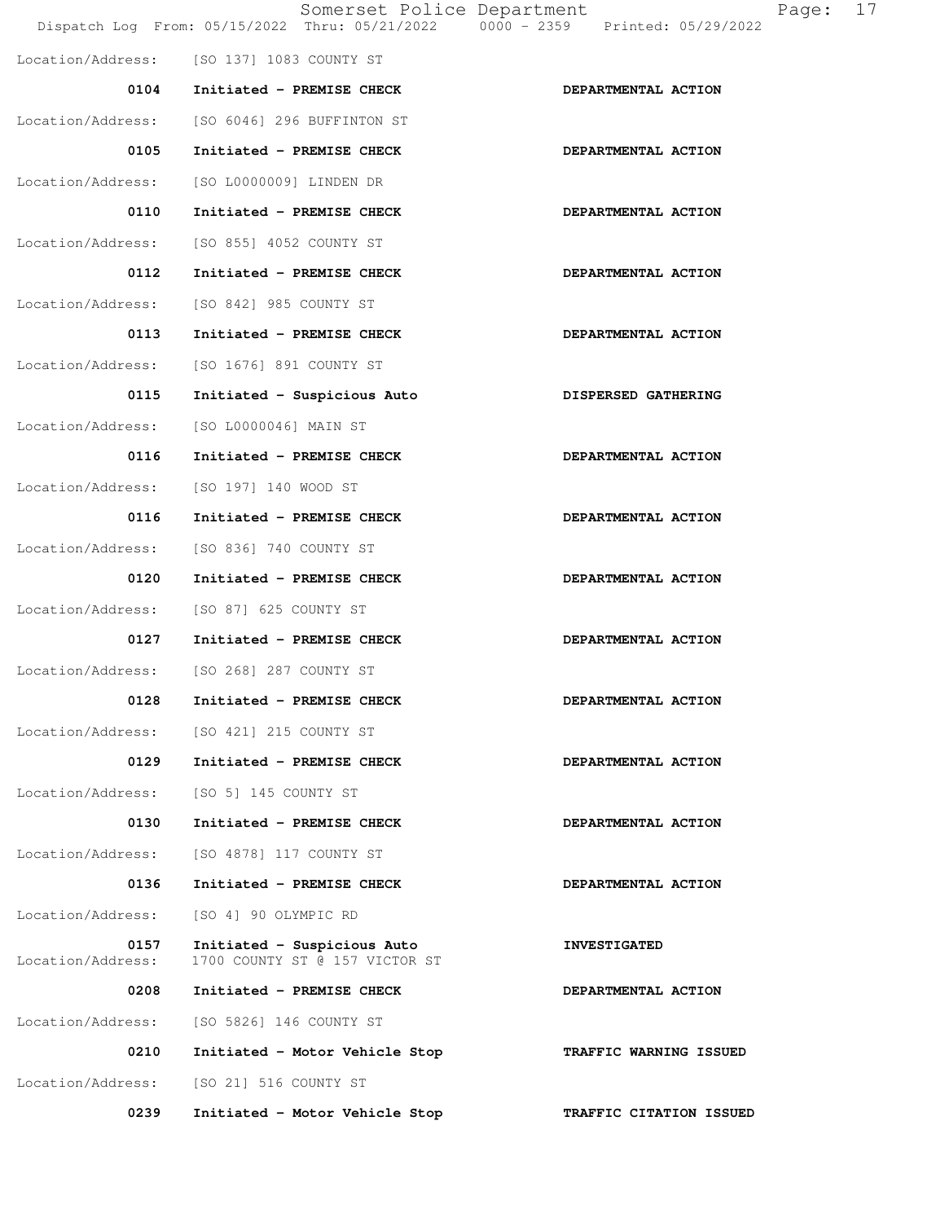Location/Address: [SO 137] 1083 COUNTY ST

**0104** **Initiated - PREMISE CHECK** **DEPARTMENTAL ACTION**

Location/Address: [SO 6046] 296 BUFFINTON ST

**0105** **Initiated - PREMISE CHECK** **DEPARTMENTAL ACTION**

Location/Address: [SO L0000009] LINDEN DR

**0110** **Initiated - PREMISE CHECK** **DEPARTMENTAL ACTION**

Location/Address: [SO 855] 4052 COUNTY ST

**0112** **Initiated - PREMISE CHECK** **DEPARTMENTAL ACTION**

Location/Address: [SO 842] 985 COUNTY ST

**0113** **Initiated - PREMISE CHECK** **DEPARTMENTAL ACTION**

Location/Address: [SO 1676] 891 COUNTY ST

**0115** **Initiated - Suspicious Auto** **DISPERSED GATHERING**

Location/Address: [SO L0000046] MAIN ST

**0116** **Initiated - PREMISE CHECK** **DEPARTMENTAL ACTION**

Location/Address: [SO 197] 140 WOOD ST

**0116** **Initiated - PREMISE CHECK** **DEPARTMENTAL ACTION**

Location/Address: [SO 836] 740 COUNTY ST

**0120** **Initiated - PREMISE CHECK** **DEPARTMENTAL ACTION**

Location/Address: [SO 87] 625 COUNTY ST

**0127** **Initiated - PREMISE CHECK** **DEPARTMENTAL ACTION**

Location/Address: [SO 268] 287 COUNTY ST

**0128** **Initiated - PREMISE CHECK** **DEPARTMENTAL ACTION**

Location/Address: [SO 421] 215 COUNTY ST

**0129** **Initiated - PREMISE CHECK** **DEPARTMENTAL ACTION**

Location/Address: [SO 5] 145 COUNTY ST

**0130** **Initiated - PREMISE CHECK** **DEPARTMENTAL ACTION**

Location/Address: [SO 4878] 117 COUNTY ST

**0136** **Initiated - PREMISE CHECK** **DEPARTMENTAL ACTION**

Location/Address: [SO 4] 90 OLYMPIC RD

**0157** **Initiated - Suspicious Auto** **INVESTIGATED**
Location/Address: 1700 COUNTY ST @ 157 VICTOR ST

**0208** **Initiated - PREMISE CHECK** **DEPARTMENTAL ACTION**

Location/Address: [SO 5826] 146 COUNTY ST

**0210** **Initiated - Motor Vehicle Stop** **TRAFFIC WARNING ISSUED**

Location/Address: [SO 21] 516 COUNTY ST

**0239** **Initiated - Motor Vehicle Stop** **TRAFFIC CITATION ISSUED**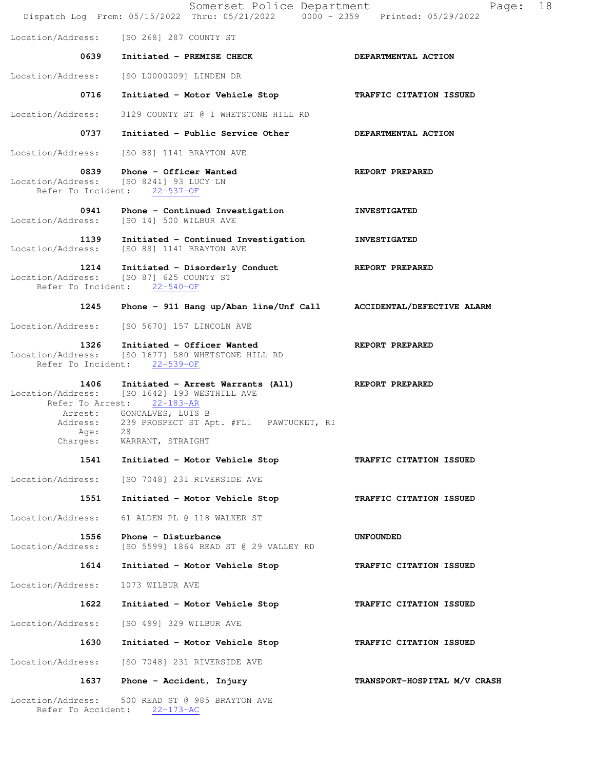Location/Address: [SO 268] 287 COUNTY ST

**0639 Initiated - PREMISE CHECK** — **DEPARTMENTAL ACTION**

Location/Address: [SO L0000009] LINDEN DR

**0716 Initiated - Motor Vehicle Stop** — **TRAFFIC CITATION ISSUED**

Location/Address: 3129 COUNTY ST @ 1 WHETSTONE HILL RD

**0737 Initiated - Public Service Other** — **DEPARTMENTAL ACTION**

Location/Address: [SO 88] 1141 BRAYTON AVE

**0839 Phone - Officer Wanted** — **REPORT PREPARED**
Location/Address: [SO 8241] 93 LUCY LN
Refer To Incident: 22-537-OF

**0941 Phone - Continued Investigation** — **INVESTIGATED**
Location/Address: [SO 14] 500 WILBUR AVE

**1139 Initiated - Continued Investigation** — **INVESTIGATED**
Location/Address: [SO 88] 1141 BRAYTON AVE

**1214 Initiated - Disorderly Conduct** — **REPORT PREPARED**
Location/Address: [SO 87] 625 COUNTY ST
Refer To Incident: 22-540-OF

**1245 Phone - 911 Hang up/Aban line/Unf Call** — **ACCIDENTAL/DEFECTIVE ALARM**

Location/Address: [SO 5670] 157 LINCOLN AVE

**1326 Initiated - Officer Wanted** — **REPORT PREPARED**
Location/Address: [SO 1677] 580 WHETSTONE HILL RD
Refer To Incident: 22-539-OF

**1406 Initiated - Arrest Warrants (All)** — **REPORT PREPARED**
Location/Address: [SO 1642] 193 WESTHILL AVE
Refer To Arrest: 22-183-AR
Arrest: GONCALVES, LUIS B
Address: 239 PROSPECT ST Apt. #FL1 PAWTUCKET, RI
Age: 28
Charges: WARRANT, STRAIGHT

**1541 Initiated - Motor Vehicle Stop** — **TRAFFIC CITATION ISSUED**

Location/Address: [SO 7048] 231 RIVERSIDE AVE

**1551 Initiated - Motor Vehicle Stop** — **TRAFFIC CITATION ISSUED**

Location/Address: 61 ALDEN PL @ 118 WALKER ST

**1556 Phone - Disturbance** — **UNFOUNDED**
Location/Address: [SO 5599] 1864 READ ST @ 29 VALLEY RD

**1614 Initiated - Motor Vehicle Stop** — **TRAFFIC CITATION ISSUED**

Location/Address: 1073 WILBUR AVE

**1622 Initiated - Motor Vehicle Stop** — **TRAFFIC CITATION ISSUED**

Location/Address: [SO 499] 329 WILBUR AVE

**1630 Initiated - Motor Vehicle Stop** — **TRAFFIC CITATION ISSUED**

Location/Address: [SO 7048] 231 RIVERSIDE AVE

**1637 Phone - Accident, Injury** — **TRANSPORT-HOSPITAL M/V CRASH**

Location/Address: 500 READ ST @ 985 BRAYTON AVE
Refer To Accident: 22-173-AC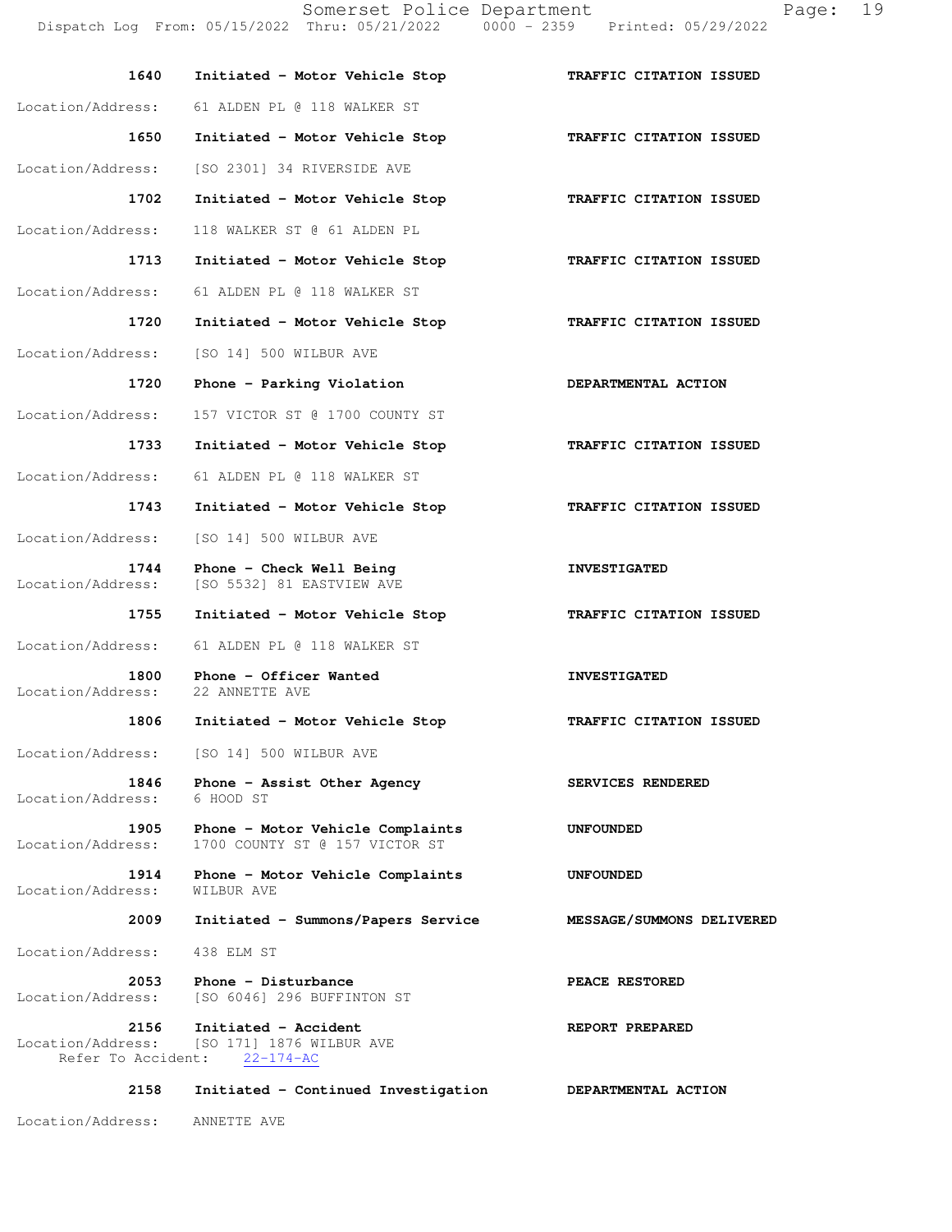| Time | Call | Action |
| --- | --- | --- |
| 1640 | Initiated - Motor Vehicle Stop | TRAFFIC CITATION ISSUED |
| Location/Address: | 61 ALDEN PL @ 118 WALKER ST | |
| 1650 | Initiated - Motor Vehicle Stop | TRAFFIC CITATION ISSUED |
| Location/Address: | [SO 2301] 34 RIVERSIDE AVE | |
| 1702 | Initiated - Motor Vehicle Stop | TRAFFIC CITATION ISSUED |
| Location/Address: | 118 WALKER ST @ 61 ALDEN PL | |
| 1713 | Initiated - Motor Vehicle Stop | TRAFFIC CITATION ISSUED |
| Location/Address: | 61 ALDEN PL @ 118 WALKER ST | |
| 1720 | Initiated - Motor Vehicle Stop | TRAFFIC CITATION ISSUED |
| Location/Address: | [SO 14] 500 WILBUR AVE | |
| 1720 | Phone - Parking Violation | DEPARTMENTAL ACTION |
| Location/Address: | 157 VICTOR ST @ 1700 COUNTY ST | |
| 1733 | Initiated - Motor Vehicle Stop | TRAFFIC CITATION ISSUED |
| Location/Address: | 61 ALDEN PL @ 118 WALKER ST | |
| 1743 | Initiated - Motor Vehicle Stop | TRAFFIC CITATION ISSUED |
| Location/Address: | [SO 14] 500 WILBUR AVE | |
| 1744 | Phone - Check Well Being | INVESTIGATED |
| Location/Address: | [SO 5532] 81 EASTVIEW AVE | |
| 1755 | Initiated - Motor Vehicle Stop | TRAFFIC CITATION ISSUED |
| Location/Address: | 61 ALDEN PL @ 118 WALKER ST | |
| 1800 | Phone - Officer Wanted | INVESTIGATED |
| Location/Address: | 22 ANNETTE AVE | |
| 1806 | Initiated - Motor Vehicle Stop | TRAFFIC CITATION ISSUED |
| Location/Address: | [SO 14] 500 WILBUR AVE | |
| 1846 | Phone - Assist Other Agency | SERVICES RENDERED |
| Location/Address: | 6 HOOD ST | |
| 1905 | Phone - Motor Vehicle Complaints | UNFOUNDED |
| Location/Address: | 1700 COUNTY ST @ 157 VICTOR ST | |
| 1914 | Phone - Motor Vehicle Complaints | UNFOUNDED |
| Location/Address: | WILBUR AVE | |
| 2009 | Initiated - Summons/Papers Service | MESSAGE/SUMMONS DELIVERED |
| Location/Address: | 438 ELM ST | |
| 2053 | Phone - Disturbance | PEACE RESTORED |
| Location/Address: | [SO 6046] 296 BUFFINTON ST | |
| 2156 | Initiated - Accident | REPORT PREPARED |
| Location/Address: | [SO 171] 1876 WILBUR AVE | |
| Refer To Accident: | 22-174-AC | |
| 2158 | Initiated - Continued Investigation | DEPARTMENTAL ACTION |
| Location/Address: | ANNETTE AVE | |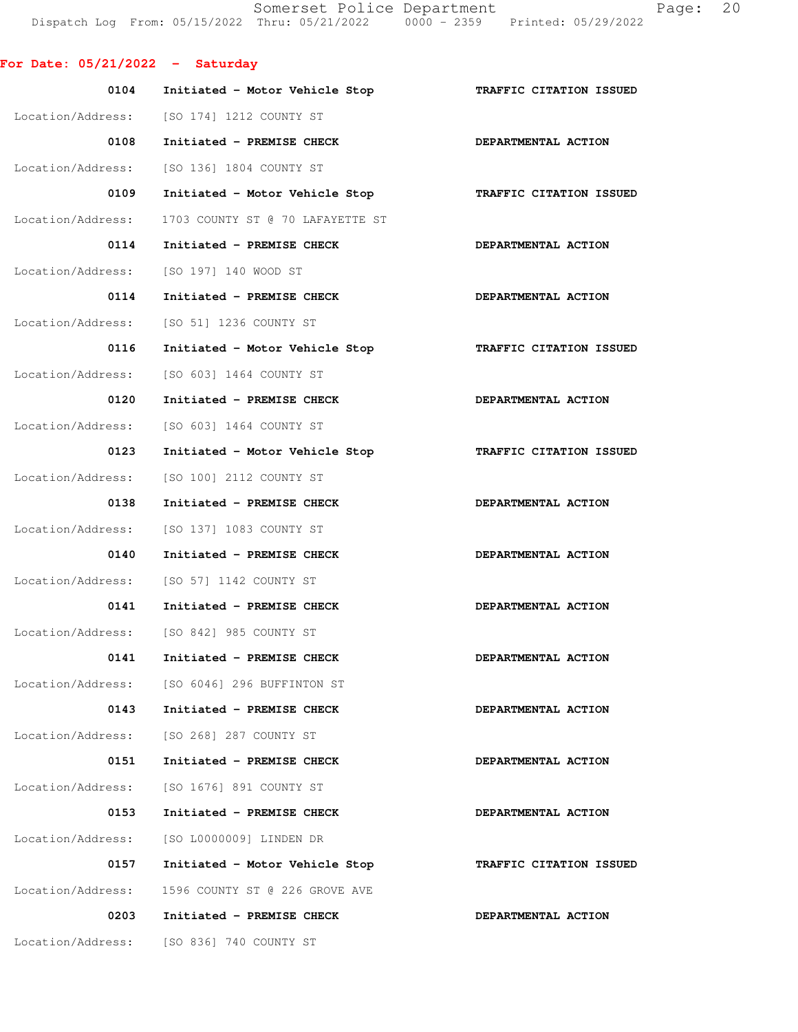**For Date: 05/21/2022 - Saturday**

| Time | Call | Action |
|---|---|---|
| 0104 | Initiated - Motor Vehicle Stop | TRAFFIC CITATION ISSUED |
| | Location/Address: [SO 174] 1212 COUNTY ST | |
| 0108 | Initiated - PREMISE CHECK | DEPARTMENTAL ACTION |
| | Location/Address: [SO 136] 1804 COUNTY ST | |
| 0109 | Initiated - Motor Vehicle Stop | TRAFFIC CITATION ISSUED |
| | Location/Address: 1703 COUNTY ST @ 70 LAFAYETTE ST | |
| 0114 | Initiated - PREMISE CHECK | DEPARTMENTAL ACTION |
| | Location/Address: [SO 197] 140 WOOD ST | |
| 0114 | Initiated - PREMISE CHECK | DEPARTMENTAL ACTION |
| | Location/Address: [SO 51] 1236 COUNTY ST | |
| 0116 | Initiated - Motor Vehicle Stop | TRAFFIC CITATION ISSUED |
| | Location/Address: [SO 603] 1464 COUNTY ST | |
| 0120 | Initiated - PREMISE CHECK | DEPARTMENTAL ACTION |
| | Location/Address: [SO 603] 1464 COUNTY ST | |
| 0123 | Initiated - Motor Vehicle Stop | TRAFFIC CITATION ISSUED |
| | Location/Address: [SO 100] 2112 COUNTY ST | |
| 0138 | Initiated - PREMISE CHECK | DEPARTMENTAL ACTION |
| | Location/Address: [SO 137] 1083 COUNTY ST | |
| 0140 | Initiated - PREMISE CHECK | DEPARTMENTAL ACTION |
| | Location/Address: [SO 57] 1142 COUNTY ST | |
| 0141 | Initiated - PREMISE CHECK | DEPARTMENTAL ACTION |
| | Location/Address: [SO 842] 985 COUNTY ST | |
| 0141 | Initiated - PREMISE CHECK | DEPARTMENTAL ACTION |
| | Location/Address: [SO 6046] 296 BUFFINTON ST | |
| 0143 | Initiated - PREMISE CHECK | DEPARTMENTAL ACTION |
| | Location/Address: [SO 268] 287 COUNTY ST | |
| 0151 | Initiated - PREMISE CHECK | DEPARTMENTAL ACTION |
| | Location/Address: [SO 1676] 891 COUNTY ST | |
| 0153 | Initiated - PREMISE CHECK | DEPARTMENTAL ACTION |
| | Location/Address: [SO L0000009] LINDEN DR | |
| 0157 | Initiated - Motor Vehicle Stop | TRAFFIC CITATION ISSUED |
| | Location/Address: 1596 COUNTY ST @ 226 GROVE AVE | |
| 0203 | Initiated - PREMISE CHECK | DEPARTMENTAL ACTION |
| | Location/Address: [SO 836] 740 COUNTY ST | |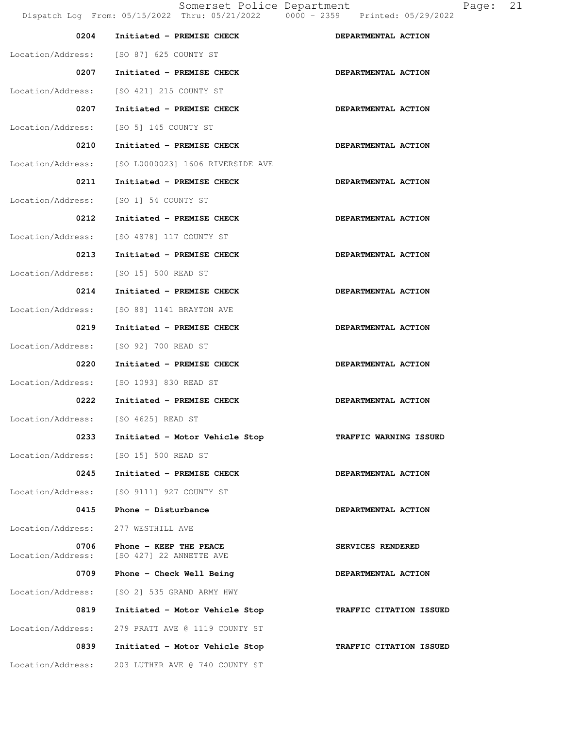| Time | Call | Disposition |
|---|---|---|
| 0204 | Initiated - PREMISE CHECK | DEPARTMENTAL ACTION |
| Location/Address: | [SO 87] 625 COUNTY ST | |
| 0207 | Initiated - PREMISE CHECK | DEPARTMENTAL ACTION |
| Location/Address: | [SO 421] 215 COUNTY ST | |
| 0207 | Initiated - PREMISE CHECK | DEPARTMENTAL ACTION |
| Location/Address: | [SO 5] 145 COUNTY ST | |
| 0210 | Initiated - PREMISE CHECK | DEPARTMENTAL ACTION |
| Location/Address: | [SO L0000023] 1606 RIVERSIDE AVE | |
| 0211 | Initiated - PREMISE CHECK | DEPARTMENTAL ACTION |
| Location/Address: | [SO 1] 54 COUNTY ST | |
| 0212 | Initiated - PREMISE CHECK | DEPARTMENTAL ACTION |
| Location/Address: | [SO 4878] 117 COUNTY ST | |
| 0213 | Initiated - PREMISE CHECK | DEPARTMENTAL ACTION |
| Location/Address: | [SO 15] 500 READ ST | |
| 0214 | Initiated - PREMISE CHECK | DEPARTMENTAL ACTION |
| Location/Address: | [SO 88] 1141 BRAYTON AVE | |
| 0219 | Initiated - PREMISE CHECK | DEPARTMENTAL ACTION |
| Location/Address: | [SO 92] 700 READ ST | |
| 0220 | Initiated - PREMISE CHECK | DEPARTMENTAL ACTION |
| Location/Address: | [SO 1093] 830 READ ST | |
| 0222 | Initiated - PREMISE CHECK | DEPARTMENTAL ACTION |
| Location/Address: | [SO 4625] READ ST | |
| 0233 | Initiated - Motor Vehicle Stop | TRAFFIC WARNING ISSUED |
| Location/Address: | [SO 15] 500 READ ST | |
| 0245 | Initiated - PREMISE CHECK | DEPARTMENTAL ACTION |
| Location/Address: | [SO 9111] 927 COUNTY ST | |
| 0415 | Phone - Disturbance | DEPARTMENTAL ACTION |
| Location/Address: | 277 WESTHILL AVE | |
| 0706 | Phone - KEEP THE PEACE | SERVICES RENDERED |
| Location/Address: | [SO 427] 22 ANNETTE AVE | |
| 0709 | Phone - Check Well Being | DEPARTMENTAL ACTION |
| Location/Address: | [SO 2] 535 GRAND ARMY HWY | |
| 0819 | Initiated - Motor Vehicle Stop | TRAFFIC CITATION ISSUED |
| Location/Address: | 279 PRATT AVE @ 1119 COUNTY ST | |
| 0839 | Initiated - Motor Vehicle Stop | TRAFFIC CITATION ISSUED |
| Location/Address: | 203 LUTHER AVE @ 740 COUNTY ST | |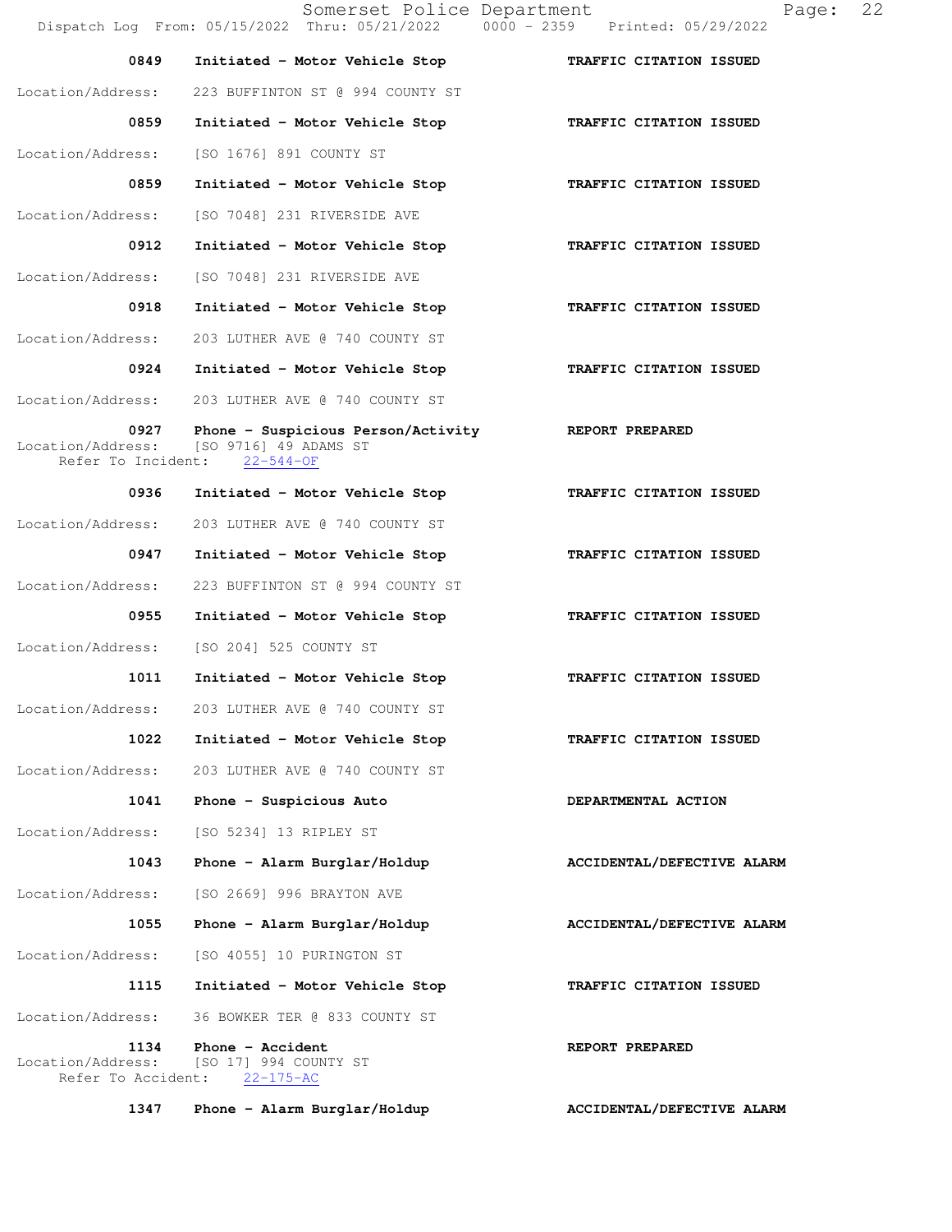| Time | Call Type | Disposition |
|---|---|---|
| 0849 | Initiated - Motor Vehicle Stop | TRAFFIC CITATION ISSUED |
| | Location/Address: 223 BUFFINTON ST @ 994 COUNTY ST | |
| 0859 | Initiated - Motor Vehicle Stop | TRAFFIC CITATION ISSUED |
| | Location/Address: [SO 1676] 891 COUNTY ST | |
| 0859 | Initiated - Motor Vehicle Stop | TRAFFIC CITATION ISSUED |
| | Location/Address: [SO 7048] 231 RIVERSIDE AVE | |
| 0912 | Initiated - Motor Vehicle Stop | TRAFFIC CITATION ISSUED |
| | Location/Address: [SO 7048] 231 RIVERSIDE AVE | |
| 0918 | Initiated - Motor Vehicle Stop | TRAFFIC CITATION ISSUED |
| | Location/Address: 203 LUTHER AVE @ 740 COUNTY ST | |
| 0924 | Initiated - Motor Vehicle Stop | TRAFFIC CITATION ISSUED |
| | Location/Address: 203 LUTHER AVE @ 740 COUNTY ST | |
| 0927 | Phone - Suspicious Person/Activity | REPORT PREPARED |
| | Location/Address: [SO 9716] 49 ADAMS ST; Refer To Incident: 22-544-OF | |
| 0936 | Initiated - Motor Vehicle Stop | TRAFFIC CITATION ISSUED |
| | Location/Address: 203 LUTHER AVE @ 740 COUNTY ST | |
| 0947 | Initiated - Motor Vehicle Stop | TRAFFIC CITATION ISSUED |
| | Location/Address: 223 BUFFINTON ST @ 994 COUNTY ST | |
| 0955 | Initiated - Motor Vehicle Stop | TRAFFIC CITATION ISSUED |
| | Location/Address: [SO 204] 525 COUNTY ST | |
| 1011 | Initiated - Motor Vehicle Stop | TRAFFIC CITATION ISSUED |
| | Location/Address: 203 LUTHER AVE @ 740 COUNTY ST | |
| 1022 | Initiated - Motor Vehicle Stop | TRAFFIC CITATION ISSUED |
| | Location/Address: 203 LUTHER AVE @ 740 COUNTY ST | |
| 1041 | Phone - Suspicious Auto | DEPARTMENTAL ACTION |
| | Location/Address: [SO 5234] 13 RIPLEY ST | |
| 1043 | Phone - Alarm Burglar/Holdup | ACCIDENTAL/DEFECTIVE ALARM |
| | Location/Address: [SO 2669] 996 BRAYTON AVE | |
| 1055 | Phone - Alarm Burglar/Holdup | ACCIDENTAL/DEFECTIVE ALARM |
| | Location/Address: [SO 4055] 10 PURINGTON ST | |
| 1115 | Initiated - Motor Vehicle Stop | TRAFFIC CITATION ISSUED |
| | Location/Address: 36 BOWKER TER @ 833 COUNTY ST | |
| 1134 | Phone - Accident | REPORT PREPARED |
| | Location/Address: [SO 17] 994 COUNTY ST; Refer To Accident: 22-175-AC | |
| 1347 | Phone - Alarm Burglar/Holdup | ACCIDENTAL/DEFECTIVE ALARM |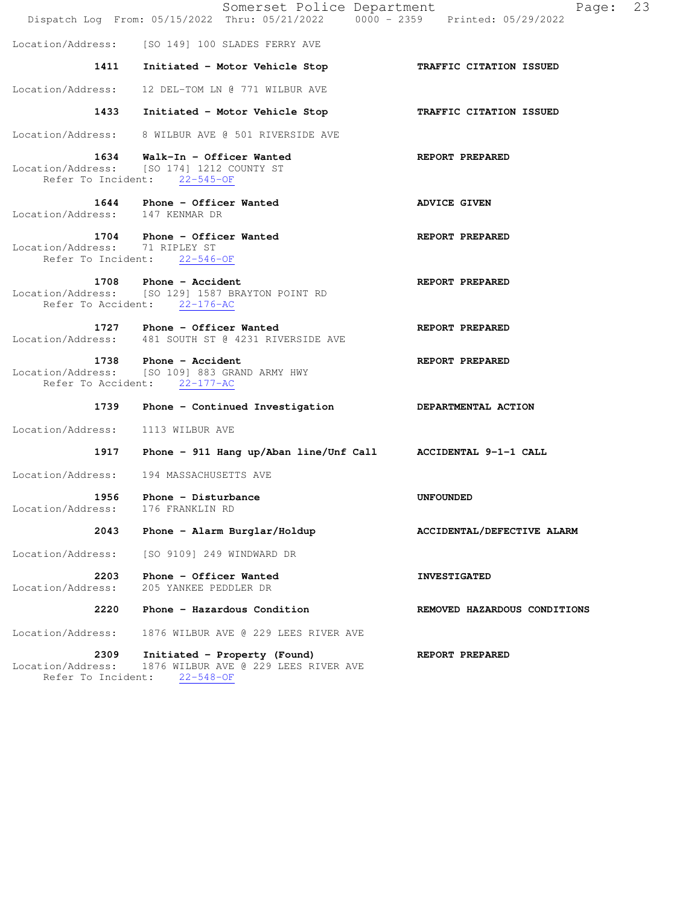Location/Address: [SO 149] 100 SLADES FERRY AVE

**1411 Initiated - Motor Vehicle Stop** **TRAFFIC CITATION ISSUED**

Location/Address: 12 DEL-TOM LN @ 771 WILBUR AVE

**1433 Initiated - Motor Vehicle Stop** **TRAFFIC CITATION ISSUED**

Location/Address: 8 WILBUR AVE @ 501 RIVERSIDE AVE

**1634 Walk-In - Officer Wanted** **REPORT PREPARED**
Location/Address: [SO 174] 1212 COUNTY ST
Refer To Incident: 22-545-OF

**1644 Phone - Officer Wanted** **ADVICE GIVEN**
Location/Address: 147 KENMAR DR

**1704 Phone - Officer Wanted** **REPORT PREPARED**
Location/Address: 71 RIPLEY ST
Refer To Incident: 22-546-OF

**1708 Phone - Accident** **REPORT PREPARED**
Location/Address: [SO 129] 1587 BRAYTON POINT RD
Refer To Accident: 22-176-AC

**1727 Phone - Officer Wanted** **REPORT PREPARED**
Location/Address: 481 SOUTH ST @ 4231 RIVERSIDE AVE

**1738 Phone - Accident** **REPORT PREPARED**
Location/Address: [SO 109] 883 GRAND ARMY HWY
Refer To Accident: 22-177-AC

**1739 Phone - Continued Investigation** **DEPARTMENTAL ACTION**

Location/Address: 1113 WILBUR AVE

**1917 Phone - 911 Hang up/Aban line/Unf Call** **ACCIDENTAL 9-1-1 CALL**

Location/Address: 194 MASSACHUSETTS AVE

**1956 Phone - Disturbance** **UNFOUNDED**
Location/Address: 176 FRANKLIN RD

**2043 Phone - Alarm Burglar/Holdup** **ACCIDENTAL/DEFECTIVE ALARM**

Location/Address: [SO 9109] 249 WINDWARD DR

**2203 Phone - Officer Wanted** **INVESTIGATED**
Location/Address: 205 YANKEE PEDDLER DR

**2220 Phone - Hazardous Condition** **REMOVED HAZARDOUS CONDITIONS**

Location/Address: 1876 WILBUR AVE @ 229 LEES RIVER AVE

**2309 Initiated - Property (Found)** **REPORT PREPARED**
Location/Address: 1876 WILBUR AVE @ 229 LEES RIVER AVE
Refer To Incident: 22-548-OF